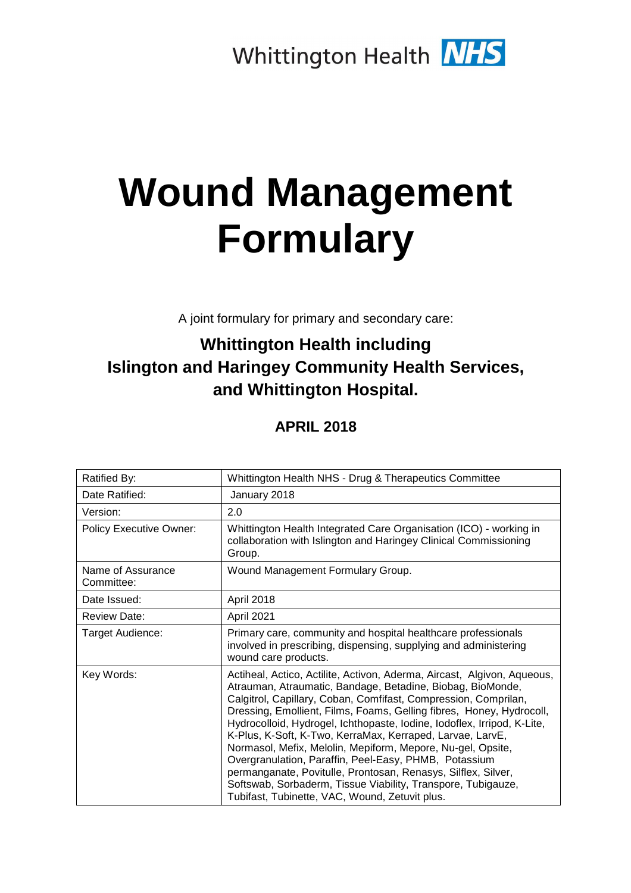Whittington Health NHS

# Wound Management Formulary

A joint formulary for primary and secondary care:

## Whittington Health including Islington and Haringey Community Health Services, and Whittington Hospital.

### APRIL 2018

| | |
|---|---|
| Ratified By: | Whittington Health NHS - Drug & Therapeutics Committee |
| Date Ratified: | January 2018 |
| Version: | 2.0 |
| Policy Executive Owner: | Whittington Health Integrated Care Organisation (ICO) - working in collaboration with Islington and Haringey Clinical Commissioning Group. |
| Name of Assurance Committee: | Wound Management Formulary Group. |
| Date Issued: | April 2018 |
| Review Date: | April 2021 |
| Target Audience: | Primary care, community and hospital healthcare professionals involved in prescribing, dispensing, supplying and administering wound care products. |
| Key Words: | Actiheal, Actico, Actilite, Activon, Aderma, Aircast, Algivon, Aqueous, Atrauman, Atraumatic, Bandage, Betadine, Biobag, BioMonde, Calgitrol, Capillary, Coban, Comfifast, Compression, Comprilan, Dressing, Emollient, Films, Foams, Gelling fibres, Honey, Hydrocoll, Hydrocolloid, Hydrogel, Ichthopaste, Iodine, Iodoflex, Irripod, K-Lite, K-Plus, K-Soft, K-Two, KerraMax, Kerraped, Larvae, LarvE, Normasol, Mefix, Melolin, Mepiform, Mepore, Nu-gel, Opsite, Overgranulation, Paraffin, Peel-Easy, PHMB, Potassium permanganate, Povitulle, Prontosan, Renasys, Silflex, Silver, Softswab, Sorbaderm, Tissue Viability, Transpore, Tubigauze, Tubifast, Tubinette, VAC, Wound, Zetuvit plus. |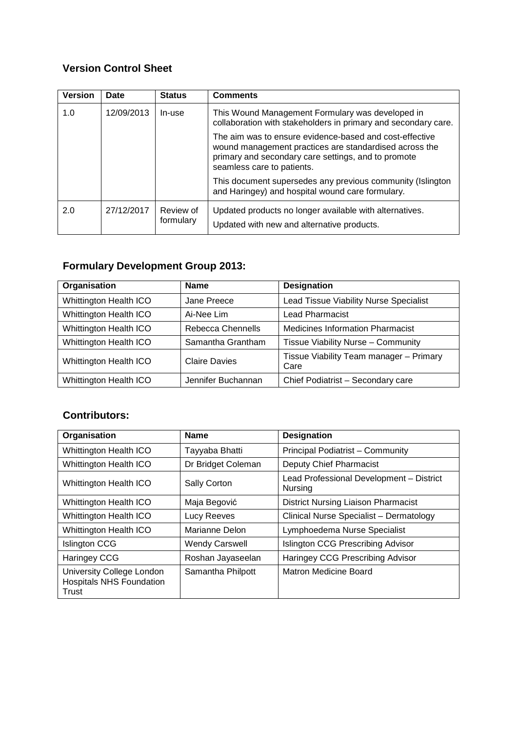## Version Control Sheet

| Version | Date | Status | Comments |
|---|---|---|---|
| 1.0 | 12/09/2013 | In-use | This Wound Management Formulary was developed in collaboration with stakeholders in primary and secondary care.<br><br>The aim was to ensure evidence-based and cost-effective wound management practices are standardised across the primary and secondary care settings, and to promote seamless care to patients.<br><br>This document supersedes any previous community (Islington and Haringey) and hospital wound care formulary. |
| 2.0 | 27/12/2017 | Review of formulary | Updated products no longer available with alternatives.<br><br>Updated with new and alternative products. |

## Formulary Development Group 2013:

| Organisation | Name | Designation |
|---|---|---|
| Whittington Health ICO | Jane Preece | Lead Tissue Viability Nurse Specialist |
| Whittington Health ICO | Ai-Nee Lim | Lead Pharmacist |
| Whittington Health ICO | Rebecca Chennells | Medicines Information Pharmacist |
| Whittington Health ICO | Samantha Grantham | Tissue Viability Nurse – Community |
| Whittington Health ICO | Claire Davies | Tissue Viability Team manager – Primary Care |
| Whittington Health ICO | Jennifer Buchannan | Chief Podiatrist – Secondary care |

## Contributors:

| Organisation | Name | Designation |
|---|---|---|
| Whittington Health ICO | Tayyaba Bhatti | Principal Podiatrist – Community |
| Whittington Health ICO | Dr Bridget Coleman | Deputy Chief Pharmacist |
| Whittington Health ICO | Sally Corton | Lead Professional Development – District Nursing |
| Whittington Health ICO | Maja Begović | District Nursing Liaison Pharmacist |
| Whittington Health ICO | Lucy Reeves | Clinical Nurse Specialist – Dermatology |
| Whittington Health ICO | Marianne Delon | Lymphoedema Nurse Specialist |
| Islington CCG | Wendy Carswell | Islington CCG Prescribing Advisor |
| Haringey CCG | Roshan Jayaseelan | Haringey CCG Prescribing Advisor |
| University College London Hospitals NHS Foundation Trust | Samantha Philpott | Matron Medicine Board |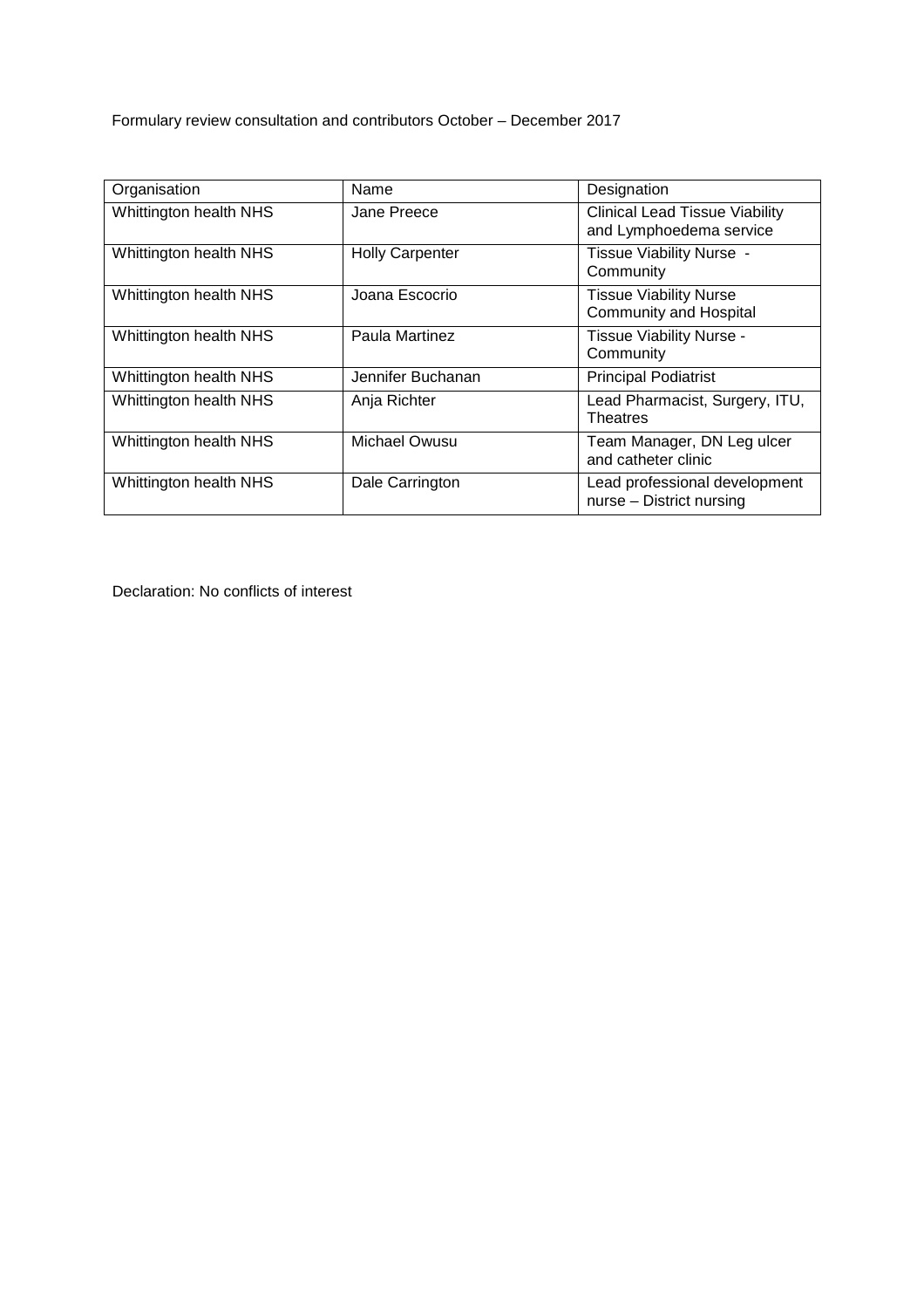Formulary review consultation and contributors October – December 2017

| Organisation | Name | Designation |
| --- | --- | --- |
| Whittington health NHS | Jane Preece | Clinical Lead Tissue Viability and Lymphoedema service |
| Whittington health NHS | Holly Carpenter | Tissue Viability Nurse - Community |
| Whittington health NHS | Joana Escocrio | Tissue Viability Nurse Community and Hospital |
| Whittington health NHS | Paula Martinez | Tissue Viability Nurse - Community |
| Whittington health NHS | Jennifer Buchanan | Principal Podiatrist |
| Whittington health NHS | Anja Richter | Lead Pharmacist, Surgery, ITU, Theatres |
| Whittington health NHS | Michael Owusu | Team Manager, DN Leg ulcer and catheter clinic |
| Whittington health NHS | Dale Carrington | Lead professional development nurse – District nursing |

Declaration: No conflicts of interest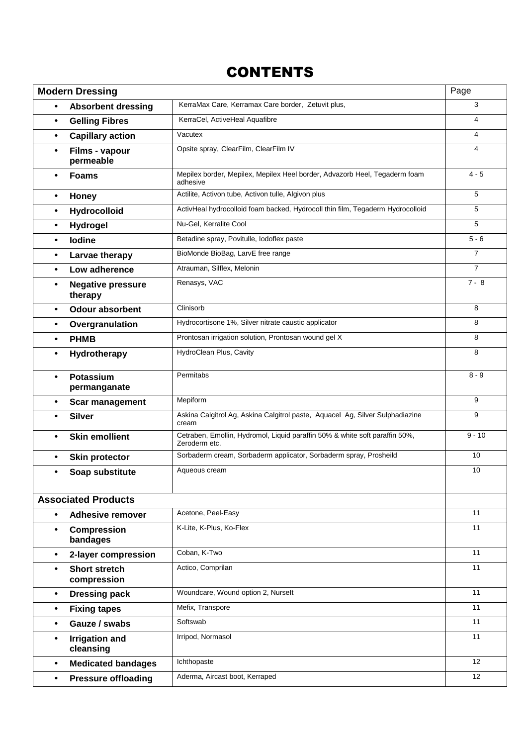# CONTENTS

| Modern Dressing | | Page |
|---|---|---|
| • **Absorbent dressing** | KerraMax Care, Kerramax Care border, Zetuvit plus, | 3 |
| • **Gelling Fibres** | KerraCel, ActiveHeal Aquafibre | 4 |
| • **Capillary action** | Vacutex | 4 |
| • **Films - vapour permeable** | Opsite spray, ClearFilm, ClearFilm IV | 4 |
| • **Foams** | Mepilex border, Mepilex, Mepilex Heel border, Advazorb Heel, Tegaderm foam adhesive | 4 - 5 |
| • **Honey** | Actilite, Activon tube, Activon tulle, Algivon plus | 5 |
| • **Hydrocolloid** | ActivHeal hydrocolloid foam backed, Hydrocoll thin film, Tegaderm Hydrocolloid | 5 |
| • **Hydrogel** | Nu-Gel, Kerralite Cool | 5 |
| • **Iodine** | Betadine spray, Povitulle, Iodoflex paste | 5 - 6 |
| • **Larvae therapy** | BioMonde BioBag, LarvE free range | 7 |
| • **Low adherence** | Atrauman, Silflex, Melonin | 7 |
| • **Negative pressure therapy** | Renasys, VAC | 7 - 8 |
| • **Odour absorbent** | Clinisorb | 8 |
| • **Overgranulation** | Hydrocortisone 1%, Silver nitrate caustic applicator | 8 |
| • **PHMB** | Prontosan irrigation solution, Prontosan wound gel X | 8 |
| • **Hydrotherapy** | HydroClean Plus, Cavity | 8 |
| • **Potassium permanganate** | Permitabs | 8 - 9 |
| • **Scar management** | Mepiform | 9 |
| • **Silver** | Askina Calgitrol Ag, Askina Calgitrol paste, Aquacel Ag, Silver Sulphadiazine cream | 9 |
| • **Skin emollient** | Cetraben, Emollin, Hydromol, Liquid paraffin 50% & white soft paraffin 50%, Zeroderm etc. | 9 - 10 |
| • **Skin protector** | Sorbaderm cream, Sorbaderm applicator, Sorbaderm spray, Prosheild | 10 |
| • **Soap substitute** | Aqueous cream | 10 |
| **Associated Products** | | |
| • **Adhesive remover** | Acetone, Peel-Easy | 11 |
| • **Compression bandages** | K-Lite, K-Plus, Ko-Flex | 11 |
| • **2-layer compression** | Coban, K-Two | 11 |
| • **Short stretch compression** | Actico, Comprilan | 11 |
| • **Dressing pack** | Woundcare, Wound option 2, NurseIt | 11 |
| • **Fixing tapes** | Mefix, Transpore | 11 |
| • **Gauze / swabs** | Softswab | 11 |
| • **Irrigation and cleansing** | Irripod, Normasol | 11 |
| • **Medicated bandages** | Ichthopaste | 12 |
| • **Pressure offloading** | Aderma, Aircast boot, Kerraped | 12 |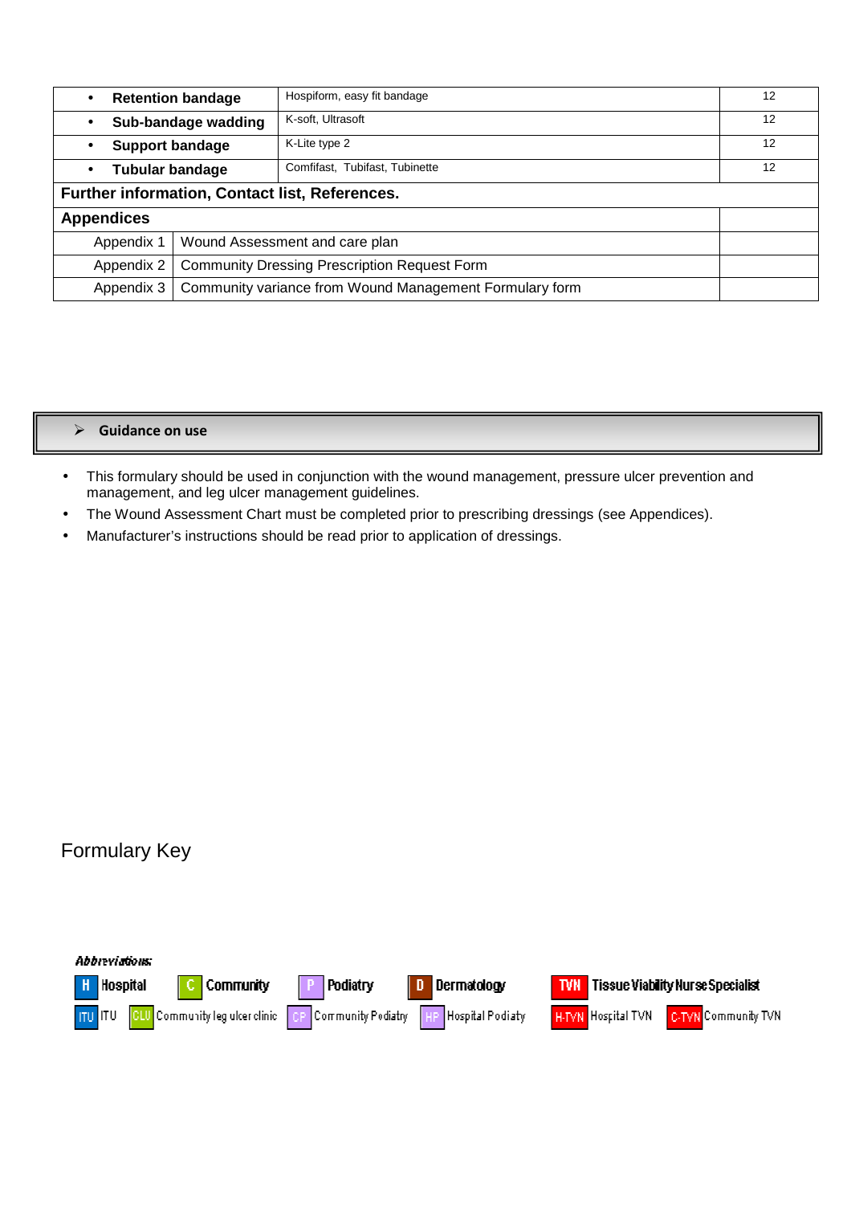| | | |
|---|---|---|
| • **Retention bandage** | Hospiform, easy fit bandage | 12 |
| • **Sub-bandage wadding** | K-soft, Ultrasoft | 12 |
| • **Support bandage** | K-Lite type 2 | 12 |
| • **Tubular bandage** | Comfifast, Tubifast, Tubinette | 12 |
| **Further information, Contact list, References.** | | |
| **Appendices** | | |
| Appendix 1 | Wound Assessment and care plan | |
| Appendix 2 | Community Dressing Prescription Request Form | |
| Appendix 3 | Community variance from Wound Management Formulary form | |

## Guidance on use

- This formulary should be used in conjunction with the wound management, pressure ulcer prevention and management, and leg ulcer management guidelines.
- The Wound Assessment Chart must be completed prior to prescribing dressings (see Appendices).
- Manufacturer's instructions should be read prior to application of dressings.

## Formulary Key

***Abbreviations:***

| | | | | | | | | | |
|---|---|---|---|---|---|---|---|---|---|
| H | Hospital | C | Community | P | Podiatry | D | Dermatology | TVN | Tissue Viability Nurse Specialist |
| ITU | ITU | CLU | Community leg ulcer clinic | CP | Community Podiatry | HP | Hospital Podiatry | H-TVN | Hospital TVN |
| C-TVN | Community TVN | | | | | | | | |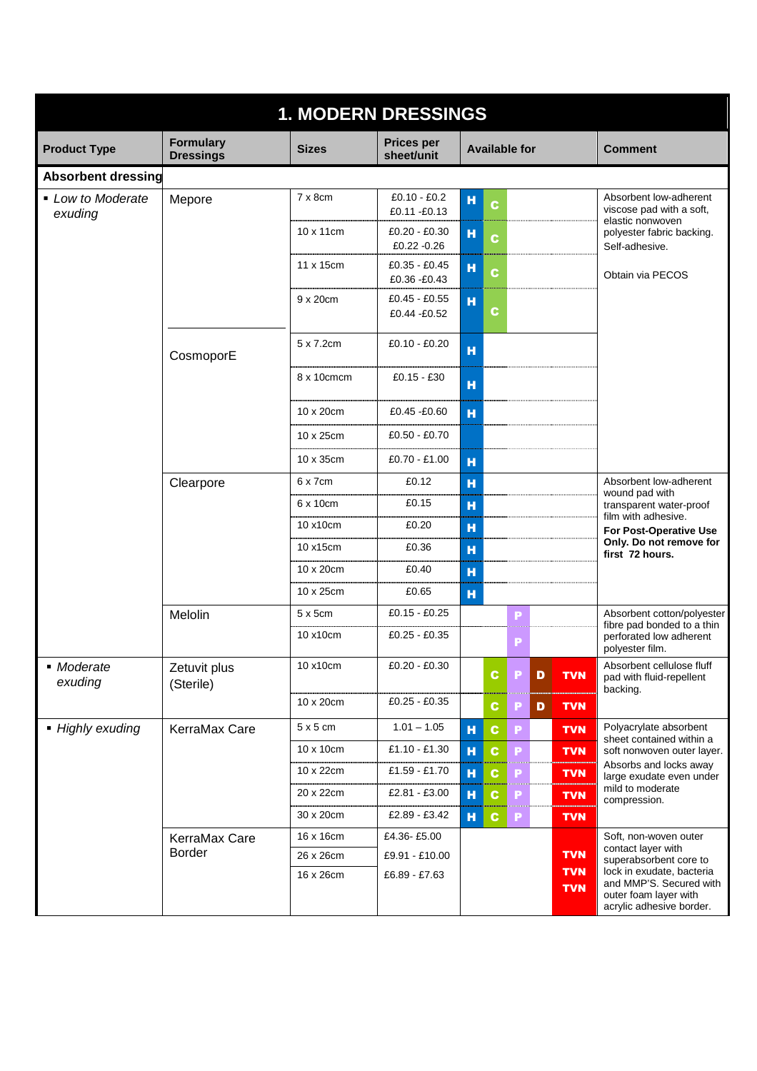# 1. MODERN DRESSINGS

| Product Type | Formulary Dressings | Sizes | Prices per sheet/unit | Available for | | | | | Comment |
|---|---|---|---|---|---|---|---|---|---|
| **Absorbent dressing** | | | | | | | | | |
| ▪ *Low to Moderate exuding* | Mepore | 7 x 8cm | £0.10 - £0.2<br>£0.11 -£0.13 | H | C | | | | Absorbent low-adherent viscose pad with a soft, elastic nonwoven polyester fabric backing. Self-adhesive.<br><br>Obtain via PECOS |
| | | 10 x 11cm | £0.20 - £0.30<br>£0.22 -0.26 | H | C | | | | |
| | | 11 x 15cm | £0.35 - £0.45<br>£0.36 -£0.43 | H | C | | | | |
| | | 9 x 20cm | £0.45 - £0.55<br>£0.44 -£0.52 | H | C | | | | |
| | CosmoporE | 5 x 7.2cm | £0.10 - £0.20 | H | | | | | |
| | | 8 x 10cmcm | £0.15 - £30 | H | | | | | |
| | | 10 x 20cm | £0.45 -£0.60 | H | | | | | |
| | | 10 x 25cm | £0.50 - £0.70 | | | | | | |
| | | 10 x 35cm | £0.70 - £1.00 | H | | | | | |
| | Clearpore | 6 x 7cm | £0.12 | H | | | | | Absorbent low-adherent wound pad with transparent water-proof film with adhesive.<br>**For Post-Operative Use Only. Do not remove for first 72 hours.** |
| | | 6 x 10cm | £0.15 | H | | | | | |
| | | 10 x10cm | £0.20 | H | | | | | |
| | | 10 x15cm | £0.36 | H | | | | | |
| | | 10 x 20cm | £0.40 | H | | | | | |
| | | 10 x 25cm | £0.65 | H | | | | | |
| | Melolin | 5 x 5cm | £0.15 - £0.25 | | | P | | | Absorbent cotton/polyester fibre pad bonded to a thin perforated low adherent polyester film. |
| | | 10 x10cm | £0.25 - £0.35 | | | P | | | |
| ▪ *Moderate exuding* | Zetuvit plus (Sterile) | 10 x10cm | £0.20 - £0.30 | | C | P | D | TVN | Absorbent cellulose fluff pad with fluid-repellent backing. |
| | | 10 x 20cm | £0.25 - £0.35 | | C | P | D | TVN | |
| ▪ *Highly exuding* | KerraMax Care | 5 x 5 cm | 1.01 – 1.05 | H | C | P | | TVN | Polyacrylate absorbent sheet contained within a soft nonwoven outer layer. Absorbs and locks away large exudate even under mild to moderate compression. |
| | | 10 x 10cm | £1.10 - £1.30 | H | C | P | | TVN | |
| | | 10 x 22cm | £1.59 - £1.70 | H | C | P | | TVN | |
| | | 20 x 22cm | £2.81 - £3.00 | H | C | P | | TVN | |
| | | 30 x 20cm | £2.89 - £3.42 | H | C | P | | TVN | |
| | KerraMax Care Border | 16 x 16cm | £4.36- £5.00 | | | | | TVN | Soft, non-woven outer contact layer with superabsorbent core to lock in exudate, bacteria and MMP'S. Secured with outer foam layer with acrylic adhesive border. |
| | | 26 x 26cm | £9.91 - £10.00 | | | | | TVN | |
| | | 16 x 26cm | £6.89 - £7.63 | | | | | TVN | |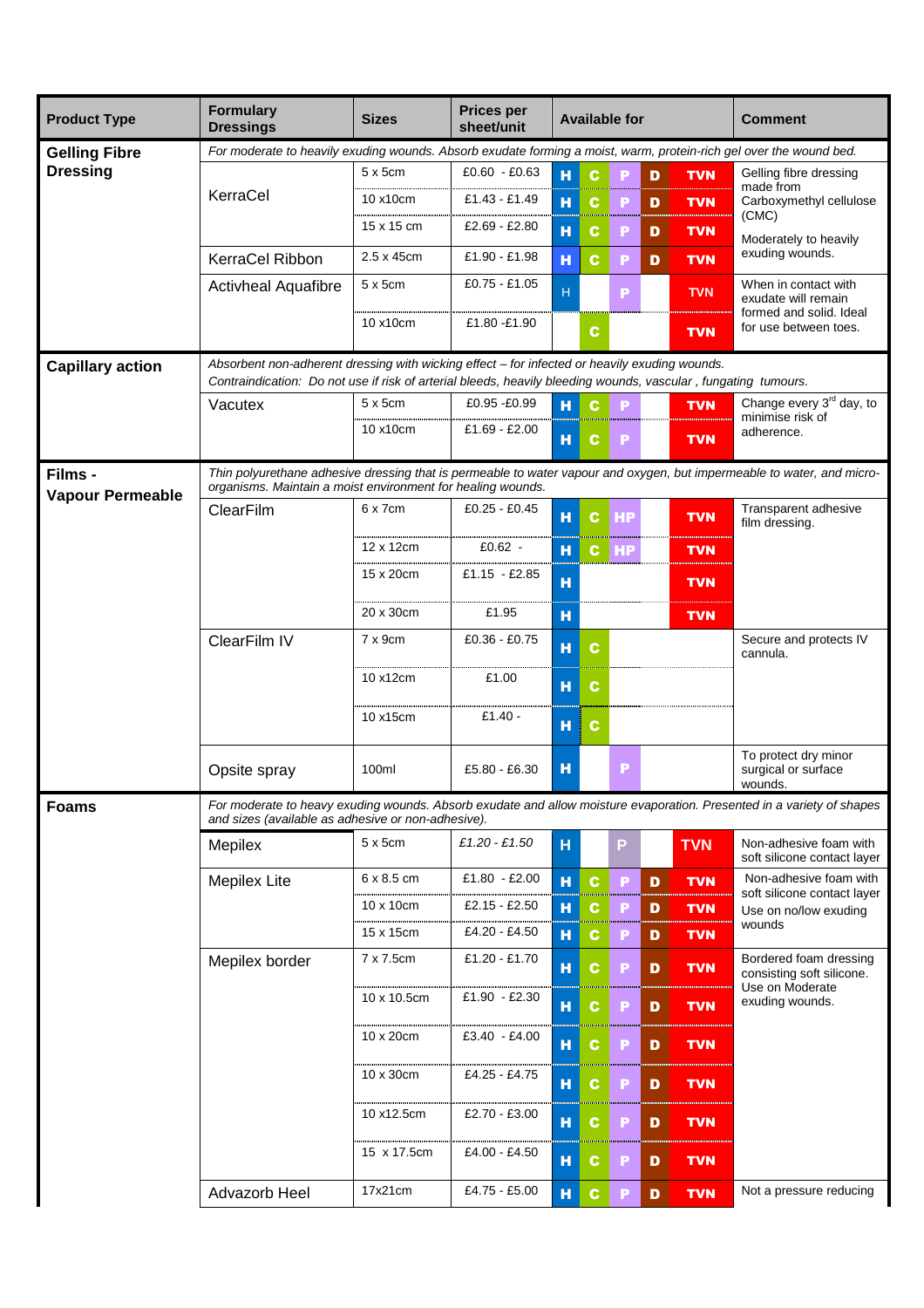| Product Type | Formulary Dressings | Sizes | Prices per sheet/unit | Available for | | | | | Comment |
|---|---|---|---|---|---|---|---|---|---|
| **Gelling Fibre Dressing** | *For moderate to heavily exuding wounds. Absorb exudate forming a moist, warm, protein-rich gel over the wound bed.* | | | | | | | | |
| | KerraCel | 5 x 5cm | £0.60 - £0.63 | H | C | P | D | TVN | Gelling fibre dressing made from Carboxymethyl cellulose (CMC) Moderately to heavily exuding wounds. |
| | | 10 x10cm | £1.43 - £1.49 | H | C | P | D | TVN | |
| | | 15 x 15 cm | £2.69 - £2.80 | H | C | P | D | TVN | |
| | KerraCel Ribbon | 2.5 x 45cm | £1.90 - £1.98 | H | C | P | D | TVN | |
| | Activheal Aquafibre | 5 x 5cm | £0.75 - £1.05 | H | | P | | TVN | When in contact with exudate will remain formed and solid. Ideal for use between toes. |
| | | 10 x10cm | £1.80 -£1.90 | | C | | | TVN | |
| **Capillary action** | *Absorbent non-adherent dressing with wicking effect – for infected or heavily exuding wounds. Contraindication: Do not use if risk of arterial bleeds, heavily bleeding wounds, vascular , fungating tumours.* | | | | | | | | |
| | Vacutex | 5 x 5cm | £0.95 -£0.99 | H | C | P | | TVN | Change every 3rd day, to minimise risk of adherence. |
| | | 10 x10cm | £1.69 - £2.00 | H | C | P | | TVN | |
| **Films - Vapour Permeable** | *Thin polyurethane adhesive dressing that is permeable to water vapour and oxygen, but impermeable to water, and micro-organisms. Maintain a moist environment for healing wounds.* | | | | | | | | |
| | ClearFilm | 6 x 7cm | £0.25 - £0.45 | H | C | HP | | TVN | Transparent adhesive film dressing. |
| | | 12 x 12cm | £0.62 - | H | C | HP | | TVN | |
| | | 15 x 20cm | £1.15 - £2.85 | H | | | | TVN | |
| | | 20 x 30cm | £1.95 | H | | | | TVN | |
| | ClearFilm IV | 7 x 9cm | £0.36 - £0.75 | H | C | | | | Secure and protects IV cannula. |
| | | 10 x12cm | £1.00 | H | C | | | | |
| | | 10 x15cm | £1.40 - | H | C | | | | |
| | Opsite spray | 100ml | £5.80 - £6.30 | H | | P | | | To protect dry minor surgical or surface wounds. |
| **Foams** | *For moderate to heavy exuding wounds. Absorb exudate and allow moisture evaporation. Presented in a variety of shapes and sizes (available as adhesive or non-adhesive).* | | | | | | | | |
| | Mepilex | 5 x 5cm | *£1.20 - £1.50* | H | | P | | TVN | Non-adhesive foam with soft silicone contact layer |
| | Mepilex Lite | 6 x 8.5 cm | £1.80 - £2.00 | H | C | P | D | TVN | Non-adhesive foam with soft silicone contact layer Use on no/low exuding wounds |
| | | 10 x 10cm | £2.15 - £2.50 | H | C | P | D | TVN | |
| | | 15 x 15cm | £4.20 - £4.50 | H | C | P | D | TVN | |
| | Mepilex border | 7 x 7.5cm | £1.20 - £1.70 | H | C | P | D | TVN | Bordered foam dressing consisting soft silicone. Use on Moderate exuding wounds. |
| | | 10 x 10.5cm | £1.90 - £2.30 | H | C | P | D | TVN | |
| | | 10 x 20cm | £3.40 - £4.00 | H | C | P | D | TVN | |
| | | 10 x 30cm | £4.25 - £4.75 | H | C | P | D | TVN | |
| | | 10 x12.5cm | £2.70 - £3.00 | H | C | P | D | TVN | |
| | | 15 x 17.5cm | £4.00 - £4.50 | H | C | P | D | TVN | |
| | Advazorb Heel | 17x21cm | £4.75 - £5.00 | H | C | P | D | TVN | Not a pressure reducing |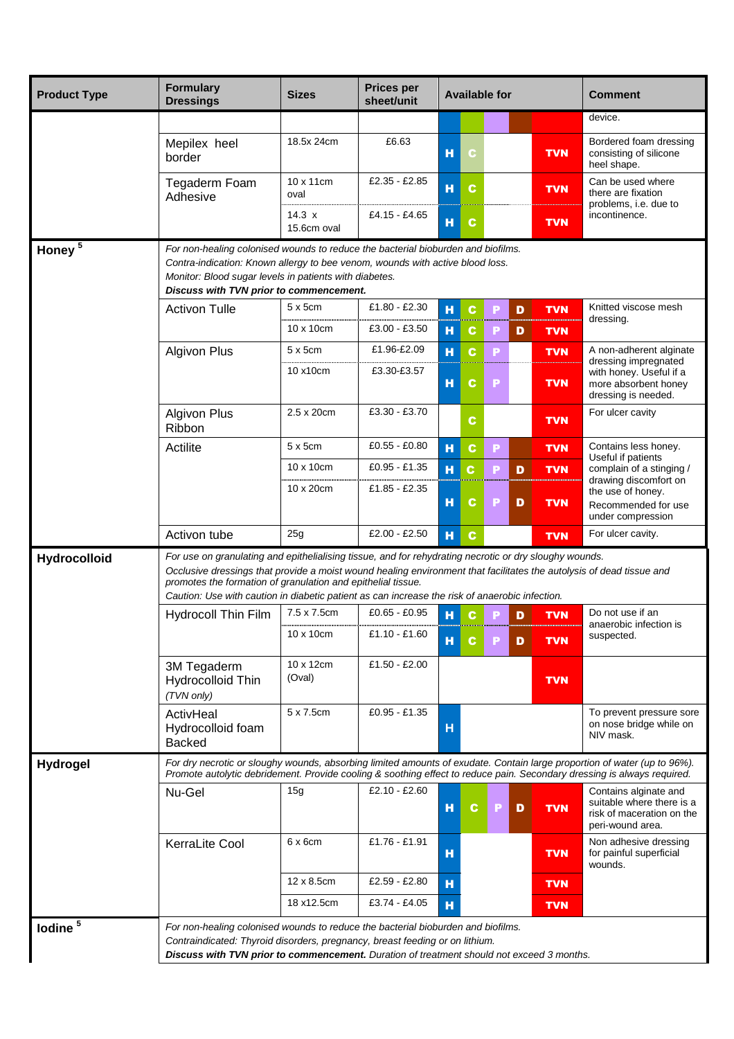| Product Type | Formulary Dressings | Sizes | Prices per sheet/unit | Available for | Comment |
|---|---|---|---|---|---|
| | | | | | device. |
| | Mepilex heel border | 18.5x 24cm | £6.63 | H C TVN | Bordered foam dressing consisting of silicone heel shape. |
| | Tegaderm Foam Adhesive | 10 x 11cm oval | £2.35 - £2.85 | H C TVN | Can be used where there are fixation problems, i.e. due to incontinence. |
| | | 14.3 x 15.6cm oval | £4.15 - £4.65 | H C TVN | |
| **Honey** [5] | *For non-healing colonised wounds to reduce the bacterial bioburden and biofilms. Contra-indication: Known allergy to bee venom, wounds with active blood loss. Monitor: Blood sugar levels in patients with diabetes.* ***Discuss with TVN prior to commencement.*** | | | | |
| | Activon Tulle | 5 x 5cm | £1.80 - £2.30 | H C P D TVN | Knitted viscose mesh dressing. |
| | | 10 x 10cm | £3.00 - £3.50 | H C P D TVN | |
| | Algivon Plus | 5 x 5cm | £1.96-£2.09 | H C P TVN | A non-adherent alginate dressing impregnated with honey. Useful if a more absorbent honey dressing is needed. |
| | | 10 x10cm | £3.30-£3.57 | H C P TVN | |
| | Algivon Plus Ribbon | 2.5 x 20cm | £3.30 - £3.70 | C TVN | For ulcer cavity |
| | Actilite | 5 x 5cm | £0.55 - £0.80 | H C P TVN | Contains less honey. Useful if patients complain of a stinging / drawing discomfort on the use of honey. Recommended for use under compression |
| | | 10 x 10cm | £0.95 - £1.35 | H C P D TVN | |
| | | 10 x 20cm | £1.85 - £2.35 | H C P D TVN | |
| | Activon tube | 25g | £2.00 - £2.50 | H C TVN | For ulcer cavity. |
| **Hydrocolloid** | *For use on granulating and epithelialising tissue, and for rehydrating necrotic or dry sloughy wounds. Occlusive dressings that provide a moist wound healing environment that facilitates the autolysis of dead tissue and promotes the formation of granulation and epithelial tissue. Caution: Use with caution in diabetic patient as can increase the risk of anaerobic infection.* | | | | |
| | Hydrocoll Thin Film | 7.5 x 7.5cm | £0.65 - £0.95 | H C P D TVN | Do not use if an anaerobic infection is suspected. |
| | | 10 x 10cm | £1.10 - £1.60 | H C P D TVN | |
| | 3M Tegaderm Hydrocolloid Thin *(TVN only)* | 10 x 12cm (Oval) | £1.50 - £2.00 | TVN | |
| | ActivHeal Hydrocolloid foam Backed | 5 x 7.5cm | £0.95 - £1.35 | H | To prevent pressure sore on nose bridge while on NIV mask. |
| **Hydrogel** | *For dry necrotic or sloughy wounds, absorbing limited amounts of exudate. Contain large proportion of water (up to 96%). Promote autolytic debridement. Provide cooling & soothing effect to reduce pain. Secondary dressing is always required.* | | | | |
| | Nu-Gel | 15g | £2.10 - £2.60 | H C P D TVN | Contains alginate and suitable where there is a risk of maceration on the peri-wound area. |
| | KerraLite Cool | 6 x 6cm | £1.76 - £1.91 | H TVN | Non adhesive dressing for painful superficial wounds. |
| | | 12 x 8.5cm | £2.59 - £2.80 | H TVN | |
| | | 18 x12.5cm | £3.74 - £4.05 | H TVN | |
| **Iodine** [5] | *For non-healing colonised wounds to reduce the bacterial bioburden and biofilms. Contraindicated: Thyroid disorders, pregnancy, breast feeding or on lithium.* ***Discuss with TVN prior to commencement.*** *Duration of treatment should not exceed 3 months.* | | | | |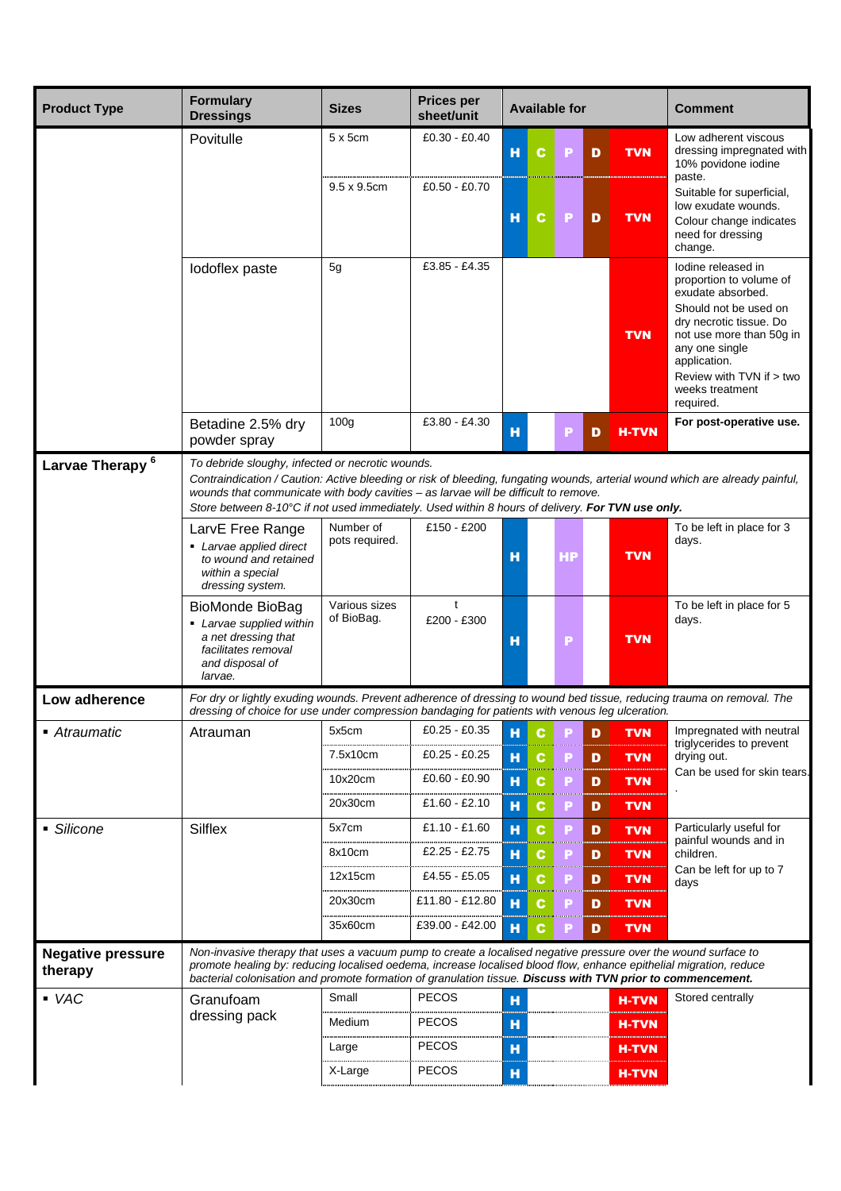| Product Type | Formulary Dressings | Sizes | Prices per sheet/unit | Available for | | | | | Comment |
|---|---|---|---|---|---|---|---|---|---|
| | Povitulle | 5 x 5cm | £0.30 - £0.40 | H | C | P | D | TVN | Low adherent viscous dressing impregnated with 10% povidone iodine paste. Suitable for superficial, low exudate wounds. Colour change indicates need for dressing change. |
| | | 9.5 x 9.5cm | £0.50 - £0.70 | H | C | P | D | TVN | |
| | Iodoflex paste | 5g | £3.85 - £4.35 | | | | | TVN | Iodine released in proportion to volume of exudate absorbed. Should not be used on dry necrotic tissue. Do not use more than 50g in any one single application. Review with TVN if > two weeks treatment required. |
| | Betadine 2.5% dry powder spray | 100g | £3.80 - £4.30 | H | | P | D | H-TVN | **For post-operative use.** |
| **Larvae Therapy** [6] | *To debride sloughy, infected or necrotic wounds. Contraindication / Caution: Active bleeding or risk of bleeding, fungating wounds, arterial wound which are already painful, wounds that communicate with body cavities – as larvae will be difficult to remove. Store between 8-10°C if not used immediately. Used within 8 hours of delivery.* ***For TVN use only.*** | | | | | | | | |
| | LarvE Free Range<br>▪ *Larvae applied direct to wound and retained within a special dressing system.* | Number of pots required. | £150 - £200 | H | | HP | | TVN | To be left in place for 3 days. |
| | BioMonde BioBag<br>▪ *Larvae supplied within a net dressing that facilitates removal and disposal of larvae.* | Various sizes of BioBag. | t £200 - £300 | H | | P | | TVN | To be left in place for 5 days. |
| **Low adherence** | *For dry or lightly exuding wounds. Prevent adherence of dressing to wound bed tissue, reducing trauma on removal. The dressing of choice for use under compression bandaging for patients with venous leg ulceration.* | | | | | | | | |
| ▪ *Atraumatic* | Atrauman | 5x5cm | £0.25 - £0.35 | H | C | P | D | TVN | Impregnated with neutral triglycerides to prevent drying out. Can be used for skin tears. |
| | | 7.5x10cm | £0.25 - £0.25 | H | C | P | D | TVN | |
| | | 10x20cm | £0.60 - £0.90 | H | C | P | D | TVN | |
| | | 20x30cm | £1.60 - £2.10 | H | C | P | D | TVN | |
| ▪ *Silicone* | Silflex | 5x7cm | £1.10 - £1.60 | H | C | P | D | TVN | Particularly useful for painful wounds and in children. Can be left for up to 7 days |
| | | 8x10cm | £2.25 - £2.75 | H | C | P | D | TVN | |
| | | 12x15cm | £4.55 - £5.05 | H | C | P | D | TVN | |
| | | 20x30cm | £11.80 - £12.80 | H | C | P | D | TVN | |
| | | 35x60cm | £39.00 - £42.00 | H | C | P | D | TVN | |
| **Negative pressure therapy** | *Non-invasive therapy that uses a vacuum pump to create a localised negative pressure over the wound surface to promote healing by: reducing localised oedema, increase localised blood flow, enhance epithelial migration, reduce bacterial colonisation and promote formation of granulation tissue.* ***Discuss with TVN prior to commencement.*** | | | | | | | | |
| ▪ *VAC* | Granufoam dressing pack | Small | PECOS | H | | | | H-TVN | Stored centrally |
| | | Medium | PECOS | H | | | | H-TVN | |
| | | Large | PECOS | H | | | | H-TVN | |
| | | X-Large | PECOS | H | | | | H-TVN | |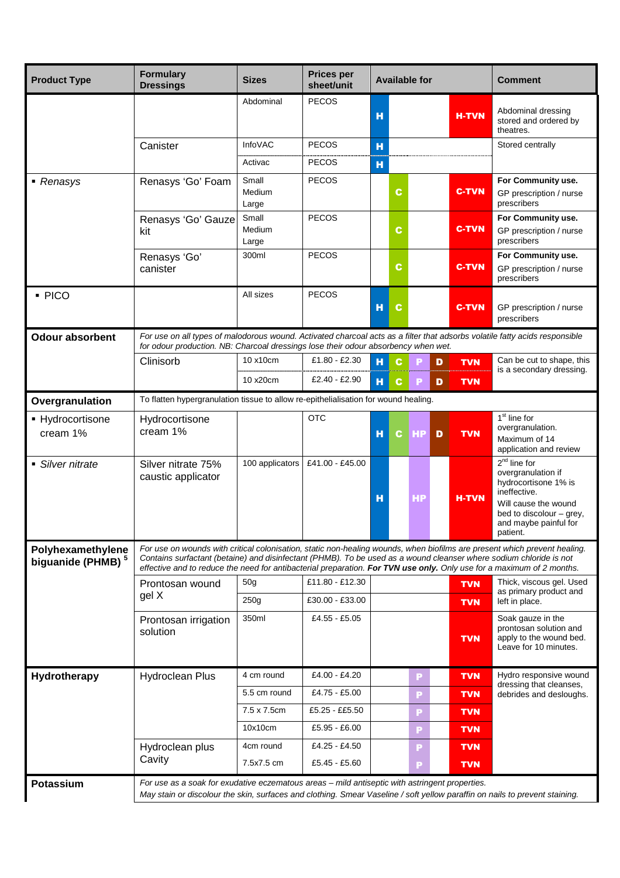| Product Type | Formulary Dressings | Sizes | Prices per sheet/unit | Available for | | | | | Comment |
|---|---|---|---|---|---|---|---|---|---|
| | | Abdominal | PECOS | H | | | | H-TVN | Abdominal dressing stored and ordered by theatres. |
| | Canister | InfoVAC | PECOS | H | | | | | Stored centrally |
| | | Activac | PECOS | H | | | | | |
| ▪ *Renasys* | Renasys 'Go' Foam | Small<br>Medium<br>Large | PECOS | | C | | | C-TVN | **For Community use.** GP prescription / nurse prescribers |
| | Renasys 'Go' Gauze kit | Small<br>Medium<br>Large | PECOS | | C | | | C-TVN | **For Community use.** GP prescription / nurse prescribers |
| | Renasys 'Go' canister | 300ml | PECOS | | C | | | C-TVN | **For Community use.** GP prescription / nurse prescribers |
| ▪ PICO | | All sizes | PECOS | H | C | | | C-TVN | GP prescription / nurse prescribers |
| **Odour absorbent** | *For use on all types of malodorous wound. Activated charcoal acts as a filter that adsorbs volatile fatty acids responsible for odour production. NB: Charcoal dressings lose their odour absorbency when wet.* | | | | | | | | |
| | Clinisorb | 10 x10cm | £1.80 - £2.30 | H | C | P | D | TVN | Can be cut to shape, this is a secondary dressing. |
| | | 10 x20cm | £2.40 - £2.90 | H | C | P | D | TVN | |
| **Overgranulation** | To flatten hypergranulation tissue to allow re-epithelialisation for wound healing. | | | | | | | | |
| ▪ Hydrocortisone cream 1% | Hydrocortisone cream 1% | | OTC | H | C | HP | D | TVN | 1st line for overgranulation. Maximum of 14 application and review |
| ▪ *Silver nitrate* | Silver nitrate 75% caustic applicator | 100 applicators | £41.00 - £45.00 | H | | HP | | H-TVN | 2nd line for overgranulation if hydrocortisone 1% is ineffective. Will cause the wound bed to discolour – grey, and maybe painful for patient. |
| **Polyhexamethylene biguanide (PHMB)** [5] | *For use on wounds with critical colonisation, static non-healing wounds, when biofilms are present which prevent healing. Contains surfactant (betaine) and disinfectant (PHMB). To be used as a wound cleanser where sodium chloride is not effective and to reduce the need for antibacterial preparation.* ***For TVN use only.*** *Only use for a maximum of 2 months.* | | | | | | | | |
| | Prontosan wound gel X | 50g | £11.80 - £12.30 | | | | | TVN | Thick, viscous gel. Used as primary product and left in place. |
| | | 250g | £30.00 - £33.00 | | | | | TVN | |
| | Prontosan irrigation solution | 350ml | £4.55 - £5.05 | | | | | TVN | Soak gauze in the prontosan solution and apply to the wound bed. Leave for 10 minutes. |
| **Hydrotherapy** | Hydroclean Plus | 4 cm round | £4.00 - £4.20 | | | P | | TVN | Hydro responsive wound dressing that cleanses, debrides and desloughs. |
| | | 5.5 cm round | £4.75 - £5.00 | | | P | | TVN | |
| | | 7.5 x 7.5cm | £5.25 - ££5.50 | | | P | | TVN | |
| | | 10x10cm | £5.95 - £6.00 | | | P | | TVN | |
| | Hydroclean plus Cavity | 4cm round | £4.25 - £4.50 | | | P | | TVN | |
| | | 7.5x7.5 cm | £5.45 - £5.60 | | | P | | TVN | |
| **Potassium** | *For use as a soak for exudative eczematous areas – mild antiseptic with astringent properties. May stain or discolour the skin, surfaces and clothing. Smear Vaseline / soft yellow paraffin on nails to prevent staining.* | | | | | | | | |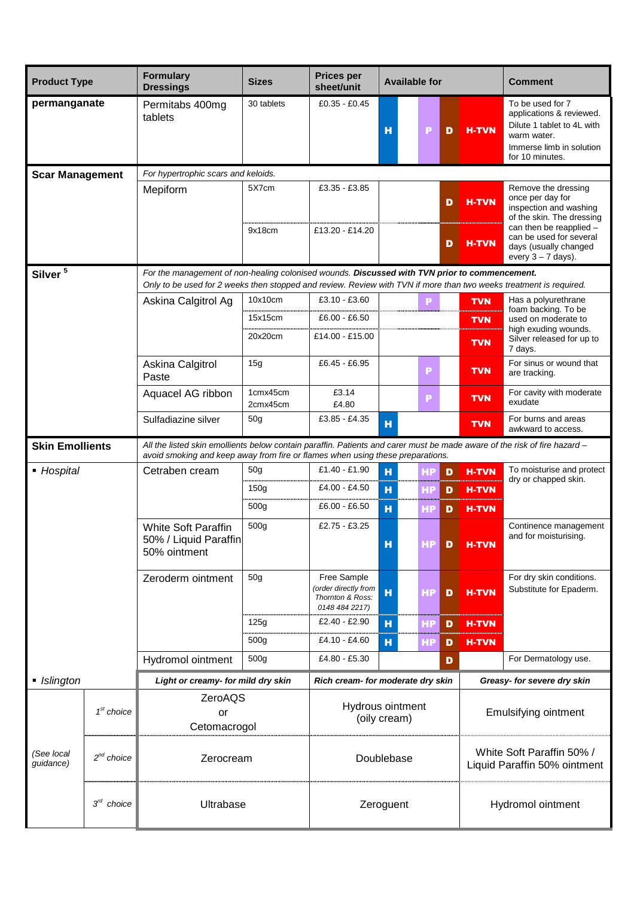| Product Type | Formulary Dressings | Sizes | Prices per sheet/unit | Available for | | | | Comment |
|---|---|---|---|---|---|---|---|---|
| **permanganate** | Permitabs 400mg tablets | 30 tablets | £0.35 - £0.45 | H | P | D | H-TVN | To be used for 7 applications & reviewed. Dilute 1 tablet to 4L with warm water. Immerse limb in solution for 10 minutes. |
| **Scar Management** | *For hypertrophic scars and keloids.* | | | | | | | |
| | Mepiform | 5X7cm | £3.35 - £3.85 | | | D | H-TVN | Remove the dressing once per day for inspection and washing of the skin. The dressing can then be reapplied – can be used for several days (usually changed every 3 – 7 days). |
| | | 9x18cm | £13.20 - £14.20 | | | D | H-TVN | |
| **Silver** [5] | *For the management of non-healing colonised wounds.* ***Discussed with TVN prior to commencement.*** *Only to be used for 2 weeks then stopped and review. Review with TVN if more than two weeks treatment is required.* | | | | | | | |
| | Askina Calgitrol Ag | 10x10cm | £3.10 - £3.60 | | P | | TVN | Has a polyurethrane foam backing. To be used on moderate to high exuding wounds. Silver released for up to 7 days. |
| | | 15x15cm | £6.00 - £6.50 | | | | TVN | |
| | | 20x20cm | £14.00 - £15.00 | | | | TVN | |
| | Askina Calgitrol Paste | 15g | £6.45 - £6.95 | | P | | TVN | For sinus or wound that are tracking. |
| | Aquacel AG ribbon | 1cmx45cm<br>2cmx45cm | £3.14<br>£4.80 | | P | | TVN | For cavity with moderate exudate |
| | Sulfadiazine silver | 50g | £3.85 - £4.35 | H | | | TVN | For burns and areas awkward to access. |
| **Skin Emollients** | *All the listed skin emollients below contain paraffin. Patients and carer must be made aware of the risk of fire hazard – avoid smoking and keep away from fire or flames when using these preparations.* | | | | | | | |
| ▪ *Hospital* | Cetraben cream | 50g | £1.40 - £1.90 | H | HP | D | H-TVN | To moisturise and protect dry or chapped skin. |
| | | 150g | £4.00 - £4.50 | H | HP | D | H-TVN | |
| | | 500g | £6.00 - £6.50 | H | HP | D | H-TVN | |
| | White Soft Paraffin 50% / Liquid Paraffin 50% ointment | 500g | £2.75 - £3.25 | H | HP | D | H-TVN | Continence management and for moisturising. |
| | Zeroderm ointment | 50g | Free Sample *(order directly from Thornton & Ross: 0148 484 2217)* | H | HP | D | H-TVN | For dry skin conditions. Substitute for Epaderm. |
| | | 125g | £2.40 - £2.90 | H | HP | D | H-TVN | |
| | | 500g | £4.10 - £4.60 | H | HP | D | H-TVN | |
| | Hydromol ointment | 500g | £4.80 - £5.30 | | | D | | For Dermatology use. |

| ▪ *Islington* | | ***Light or creamy- for mild dry skin*** | ***Rich cream- for moderate dry skin*** | ***Greasy- for severe dry skin*** |
|---|---|---|---|---|
| *(See local guidance)* | *1st choice* | ZeroAQS or Cetomacrogol | Hydrous ointment (oily cream) | Emulsifying ointment |
| | *2nd choice* | Zerocream | Doublebase | White Soft Paraffin 50% / Liquid Paraffin 50% ointment |
| | *3rd choice* | Ultrabase | Zeroguent | Hydromol ointment |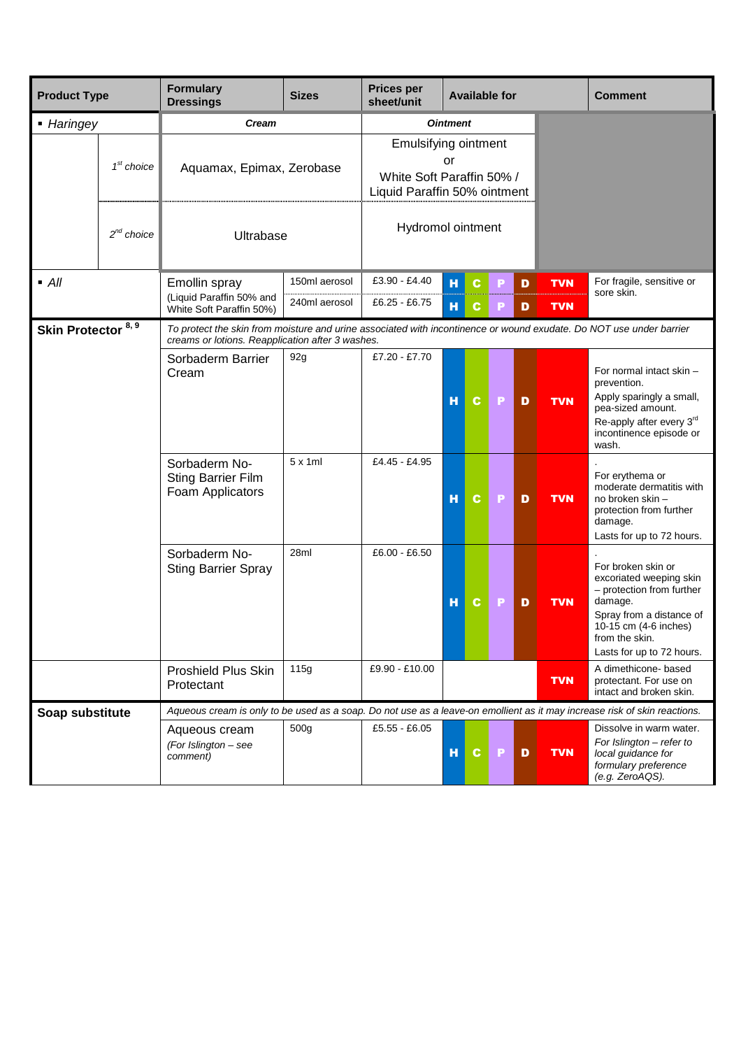| Product Type | | Formulary Dressings | Sizes | Prices per sheet/unit | Available for | | | | | Comment |
|---|---|---|---|---|---|---|---|---|---|---|
| ▪ *Haringey* | | ***Cream*** | | ***Ointment*** | | | | | | |
| | *1st choice* | Aquamax, Epimax, Zerobase | | Emulsifying ointment or White Soft Paraffin 50% / Liquid Paraffin 50% ointment | | | | | | |
| | *2nd choice* | Ultrabase | | Hydromol ointment | | | | | | |
| ▪ *All* | | Emollin spray (Liquid Paraffin 50% and White Soft Paraffin 50%) | 150ml aerosol | £3.90 - £4.40 | H | C | P | D | TVN | For fragile, sensitive or sore skin. |
| | | | 240ml aerosol | £6.25 - £6.75 | H | C | P | D | TVN | |
| **Skin Protector** [8, 9] | | *To protect the skin from moisture and urine associated with incontinence or wound exudate. Do NOT use under barrier creams or lotions. Reapplication after 3 washes.* | | | | | | | | |
| | | Sorbaderm Barrier Cream | 92g | £7.20 - £7.70 | H | C | P | D | TVN | For normal intact skin – prevention. Apply sparingly a small, pea-sized amount. Re-apply after every 3rd incontinence episode or wash. |
| | | Sorbaderm No-Sting Barrier Film Foam Applicators | 5 x 1ml | £4.45 - £4.95 | H | C | P | D | TVN | . For erythema or moderate dermatitis with no broken skin – protection from further damage. Lasts for up to 72 hours. |
| | | Sorbaderm No-Sting Barrier Spray | 28ml | £6.00 - £6.50 | H | C | P | D | TVN | . For broken skin or excoriated weeping skin – protection from further damage. Spray from a distance of 10-15 cm (4-6 inches) from the skin. Lasts for up to 72 hours. |
| | | Proshield Plus Skin Protectant | 115g | £9.90 - £10.00 | | | | | TVN | A dimethicone- based protectant. For use on intact and broken skin. |
| **Soap substitute** | | *Aqueous cream is only to be used as a soap. Do not use as a leave-on emollient as it may increase risk of skin reactions.* | | | | | | | | |
| | | Aqueous cream *(For Islington – see comment)* | 500g | £5.55 - £6.05 | H | C | P | D | TVN | Dissolve in warm water. *For Islington – refer to local guidance for formulary preference (e.g. ZeroAQS).* |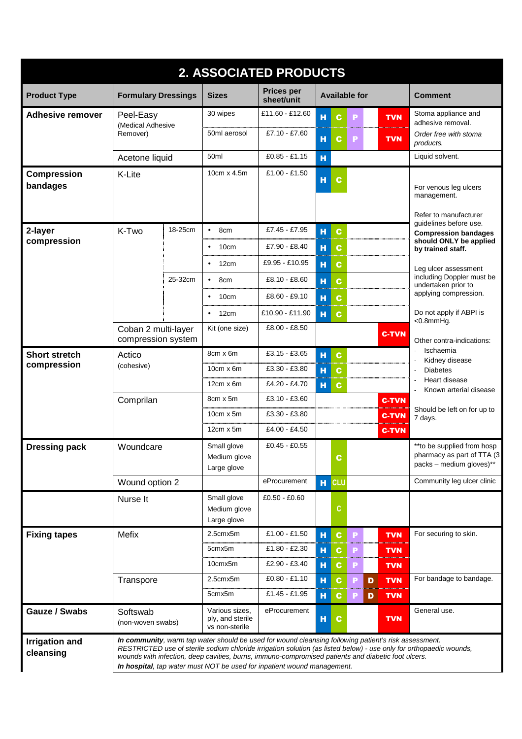## 2. ASSOCIATED PRODUCTS

| Product Type | Formulary Dressings | | Sizes | Prices per sheet/unit | Available for | Comment |
|---|---|---|---|---|---|---|
| **Adhesive remover** | Peel-Easy (Medical Adhesive Remover) | | 30 wipes | £11.60 - £12.60 | H C P TVN | Stoma appliance and adhesive removal. |
| | | | 50ml aerosol | £7.10 - £7.60 | H C P TVN | *Order free with stoma products.* |
| | Acetone liquid | | 50ml | £0.85 - £1.15 | H | Liquid solvent. |
| **Compression bandages** | K-Lite | | 10cm x 4.5m | £1.00 - £1.50 | H C | For venous leg ulcers management. Refer to manufacturer guidelines before use. **Compression bandages should ONLY be applied by trained staff.** Leg ulcer assessment including Doppler must be undertaken prior to applying compression. Do not apply if ABPI is <0.8mmHg. Other contra-indications: - Ischaemia - Kidney disease - Diabetes - Heart disease - Known arterial disease. Should be left on for up to 7 days. |
| **2-layer compression** | K-Two | 18-25cm | • 8cm | £7.45 - £7.95 | H C | |
| | | | • 10cm | £7.90 - £8.40 | H C | |
| | | | • 12cm | £9.95 - £10.95 | H C | |
| | | 25-32cm | • 8cm | £8.10 - £8.60 | H C | |
| | | | • 10cm | £8.60 - £9.10 | H C | |
| | | | • 12cm | £10.90 - £11.90 | H C | |
| | Coban 2 multi-layer compression system | | Kit (one size) | £8.00 - £8.50 | C-TVN | |
| **Short stretch compression** | Actico (cohesive) | | 8cm x 6m | £3.15 - £3.65 | H C | |
| | | | 10cm x 6m | £3.30 - £3.80 | H C | |
| | | | 12cm x 6m | £4.20 - £4.70 | H C | |
| | Comprilan | | 8cm x 5m | £3.10 - £3.60 | C-TVN | |
| | | | 10cm x 5m | £3.30 - £3.80 | C-TVN | |
| | | | 12cm x 5m | £4.00 - £4.50 | C-TVN | |
| **Dressing pack** | Woundcare | | Small glove<br>Medium glove<br>Large glove | £0.45 - £0.55 | C | **to be supplied from hosp pharmacy as part of TTA (3 packs – medium gloves)** |
| | Wound option 2 | | | eProcurement | H CLU | Community leg ulcer clinic |
| | Nurse It | | Small glove<br>Medium glove<br>Large glove | £0.50 - £0.60 | C | |
| **Fixing tapes** | Mefix | | 2.5cmx5m | £1.00 - £1.50 | H C P TVN | For securing to skin. |
| | | | 5cmx5m | £1.80 - £2.30 | H C P TVN | |
| | | | 10cmx5m | £2.90 - £3.40 | H C P TVN | |
| | Transpore | | 2.5cmx5m | £0.80 - £1.10 | H C P D TVN | For bandage to bandage. |
| | | | 5cmx5m | £1.45 - £1.95 | H C P D TVN | |
| **Gauze / Swabs** | Softswab (non-woven swabs) | | Various sizes, ply, and sterile vs non-sterile | eProcurement | H C TVN | General use. |
| **Irrigation and cleansing** | ***In community****, warm tap water should be used for wound cleansing following patient's risk assessment. RESTRICTED use of sterile sodium chloride irrigation solution (as listed below) - use only for orthopaedic wounds, wounds with infection, deep cavities, burns, immuno-compromised patients and diabetic foot ulcers.* ***In hospital****, tap water must NOT be used for inpatient wound management.* | | | | | |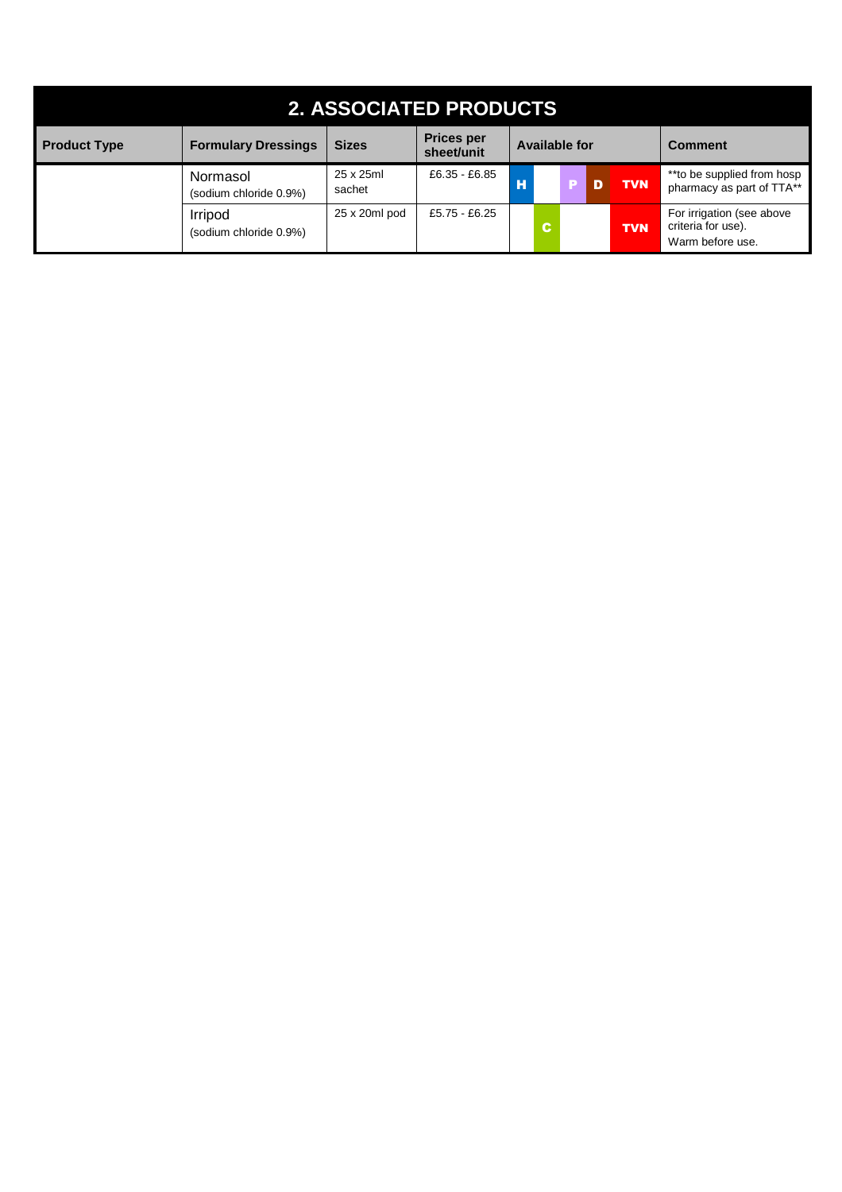## 2. ASSOCIATED PRODUCTS

| Product Type | Formulary Dressings | Sizes | Prices per sheet/unit | Available for | Comment |
|---|---|---|---|---|---|
| | Normasol (sodium chloride 0.9%) | 25 x 25ml sachet | £6.35 - £6.85 | H P D TVN | **to be supplied from hosp pharmacy as part of TTA** |
| | Irripod (sodium chloride 0.9%) | 25 x 20ml pod | £5.75 - £6.25 | C TVN | For irrigation (see above criteria for use). Warm before use. |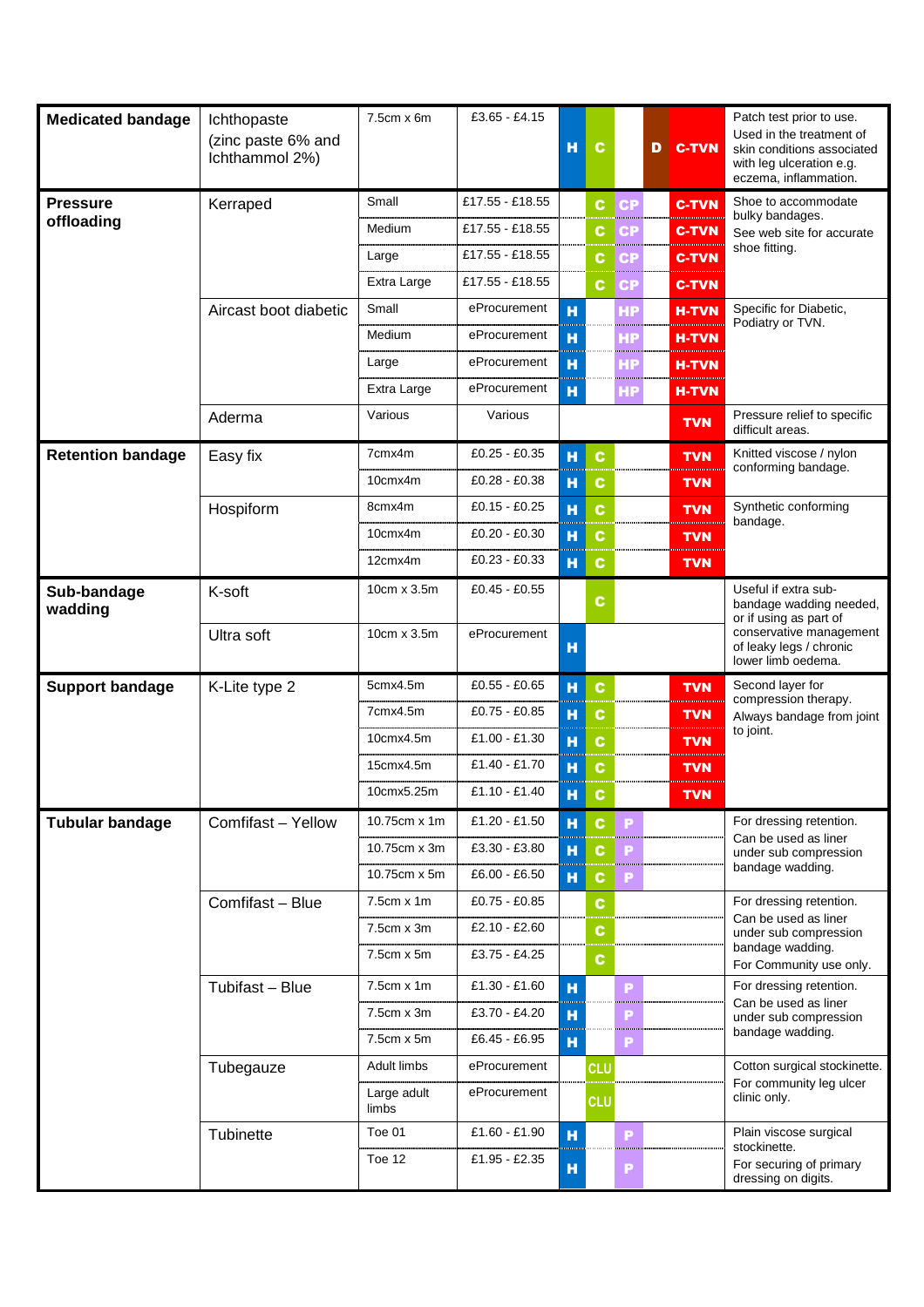| Category | Product | Size | Price | H | C | P | D | TVN | Notes |
|---|---|---|---|---|---|---|---|---|---|
| **Medicated bandage** | Ichthopaste (zinc paste 6% and Ichthammol 2%) | 7.5cm x 6m | £3.65 - £4.15 | H | C | | D | C-TVN | Patch test prior to use. Used in the treatment of skin conditions associated with leg ulceration e.g. eczema, inflammation. |
| **Pressure offloading** | Kerraped | Small | £17.55 - £18.55 | | C | CP | | C-TVN | Shoe to accommodate bulky bandages. See web site for accurate shoe fitting. |
| | | Medium | £17.55 - £18.55 | | C | CP | | C-TVN | |
| | | Large | £17.55 - £18.55 | | C | CP | | C-TVN | |
| | | Extra Large | £17.55 - £18.55 | | C | CP | | C-TVN | |
| | Aircast boot diabetic | Small | eProcurement | H | | HP | | H-TVN | Specific for Diabetic, Podiatry or TVN. |
| | | Medium | eProcurement | H | | HP | | H-TVN | |
| | | Large | eProcurement | H | | HP | | H-TVN | |
| | | Extra Large | eProcurement | H | | HP | | H-TVN | |
| | Aderma | Various | Various | | | | | TVN | Pressure relief to specific difficult areas. |
| **Retention bandage** | Easy fix | 7cmx4m | £0.25 - £0.35 | H | C | | | TVN | Knitted viscose / nylon conforming bandage. |
| | | 10cmx4m | £0.28 - £0.38 | H | C | | | TVN | |
| | Hospiform | 8cmx4m | £0.15 - £0.25 | H | C | | | TVN | Synthetic conforming bandage. |
| | | 10cmx4m | £0.20 - £0.30 | H | C | | | TVN | |
| | | 12cmx4m | £0.23 - £0.33 | H | C | | | TVN | |
| **Sub-bandage wadding** | K-soft | 10cm x 3.5m | £0.45 - £0.55 | | C | | | | Useful if extra sub-bandage wadding needed, or if using as part of conservative management of leaky legs / chronic lower limb oedema. |
| | Ultra soft | 10cm x 3.5m | eProcurement | H | | | | | |
| **Support bandage** | K-Lite type 2 | 5cmx4.5m | £0.55 - £0.65 | H | C | | | TVN | Second layer for compression therapy. Always bandage from joint to joint. |
| | | 7cmx4.5m | £0.75 - £0.85 | H | C | | | TVN | |
| | | 10cmx4.5m | £1.00 - £1.30 | H | C | | | TVN | |
| | | 15cmx4.5m | £1.40 - £1.70 | H | C | | | TVN | |
| | | 10cmx5.25m | £1.10 - £1.40 | H | C | | | TVN | |
| **Tubular bandage** | Comfifast – Yellow | 10.75cm x 1m | £1.20 - £1.50 | H | C | P | | | For dressing retention. Can be used as liner under sub compression bandage wadding. |
| | | 10.75cm x 3m | £3.30 - £3.80 | H | C | P | | | |
| | | 10.75cm x 5m | £6.00 - £6.50 | H | C | P | | | |
| | Comfifast – Blue | 7.5cm x 1m | £0.75 - £0.85 | | C | | | | For dressing retention. Can be used as liner under sub compression bandage wadding. For Community use only. |
| | | 7.5cm x 3m | £2.10 - £2.60 | | C | | | | |
| | | 7.5cm x 5m | £3.75 - £4.25 | | C | | | | |
| | Tubifast – Blue | 7.5cm x 1m | £1.30 - £1.60 | H | | P | | | For dressing retention. Can be used as liner under sub compression bandage wadding. |
| | | 7.5cm x 3m | £3.70 - £4.20 | H | | P | | | |
| | | 7.5cm x 5m | £6.45 - £6.95 | H | | P | | | |
| | Tubegauze | Adult limbs | eProcurement | | CLU | | | | Cotton surgical stockinette. For community leg ulcer clinic only. |
| | | Large adult limbs | eProcurement | | CLU | | | | |
| | Tubinette | Toe 01 | £1.60 - £1.90 | H | | P | | | Plain viscose surgical stockinette. For securing of primary dressing on digits. |
| | | Toe 12 | £1.95 - £2.35 | H | | P | | | |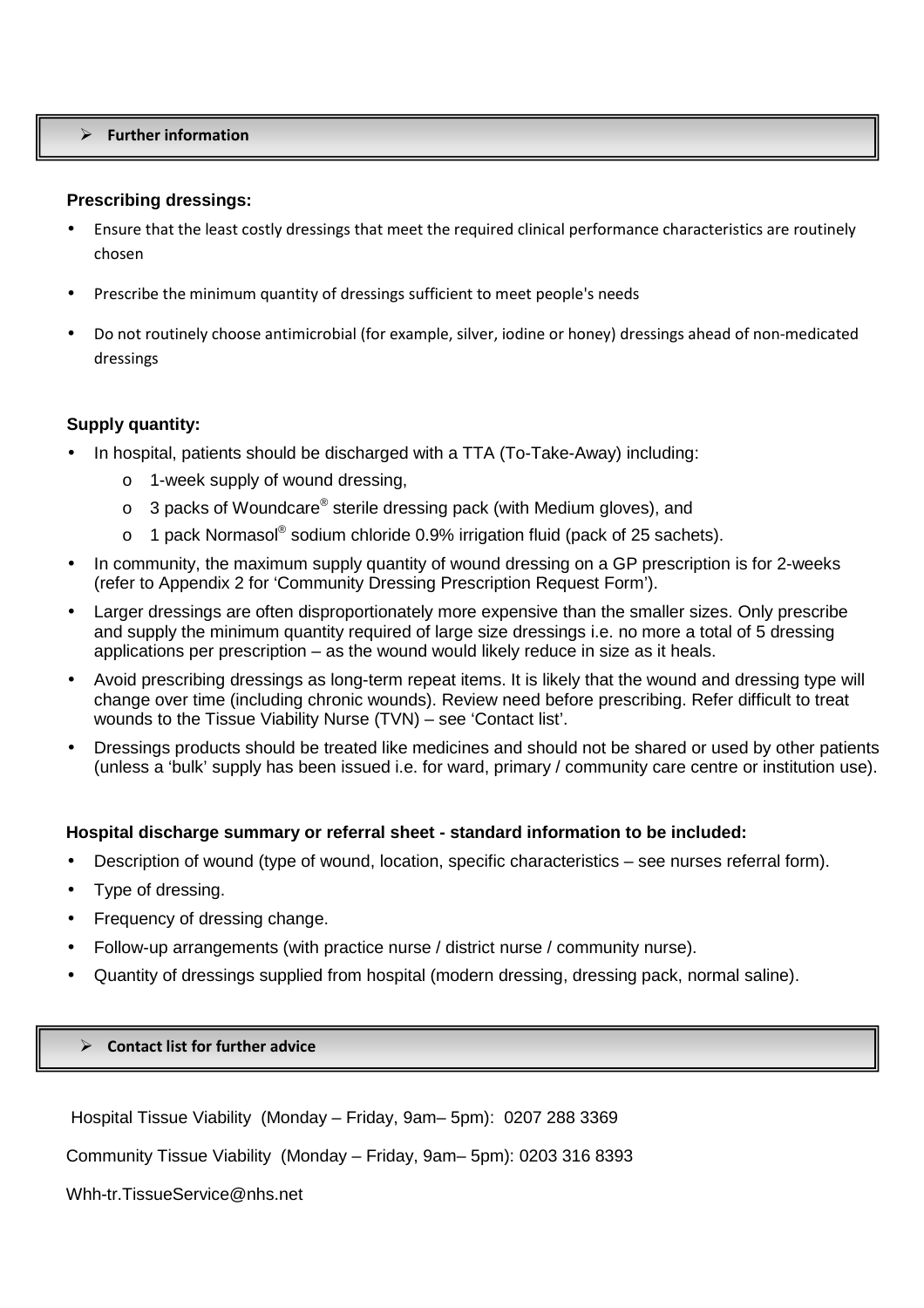## Further information

### Prescribing dressings:

- Ensure that the least costly dressings that meet the required clinical performance characteristics are routinely chosen
- Prescribe the minimum quantity of dressings sufficient to meet people's needs
- Do not routinely choose antimicrobial (for example, silver, iodine or honey) dressings ahead of non-medicated dressings

### Supply quantity:

- In hospital, patients should be discharged with a TTA (To-Take-Away) including:
  - 1-week supply of wound dressing,
  - 3 packs of Woundcare® sterile dressing pack (with Medium gloves), and
  - 1 pack Normasol® sodium chloride 0.9% irrigation fluid (pack of 25 sachets).
- In community, the maximum supply quantity of wound dressing on a GP prescription is for 2-weeks (refer to Appendix 2 for 'Community Dressing Prescription Request Form').
- Larger dressings are often disproportionately more expensive than the smaller sizes. Only prescribe and supply the minimum quantity required of large size dressings i.e. no more a total of 5 dressing applications per prescription – as the wound would likely reduce in size as it heals.
- Avoid prescribing dressings as long-term repeat items. It is likely that the wound and dressing type will change over time (including chronic wounds). Review need before prescribing. Refer difficult to treat wounds to the Tissue Viability Nurse (TVN) – see 'Contact list'.
- Dressings products should be treated like medicines and should not be shared or used by other patients (unless a 'bulk' supply has been issued i.e. for ward, primary / community care centre or institution use).

### Hospital discharge summary or referral sheet - standard information to be included:

- Description of wound (type of wound, location, specific characteristics – see nurses referral form).
- Type of dressing.
- Frequency of dressing change.
- Follow-up arrangements (with practice nurse / district nurse / community nurse).
- Quantity of dressings supplied from hospital (modern dressing, dressing pack, normal saline).

## Contact list for further advice

Hospital Tissue Viability (Monday – Friday, 9am– 5pm): 0207 288 3369

Community Tissue Viability (Monday – Friday, 9am– 5pm): 0203 316 8393

Whh-tr.TissueService@nhs.net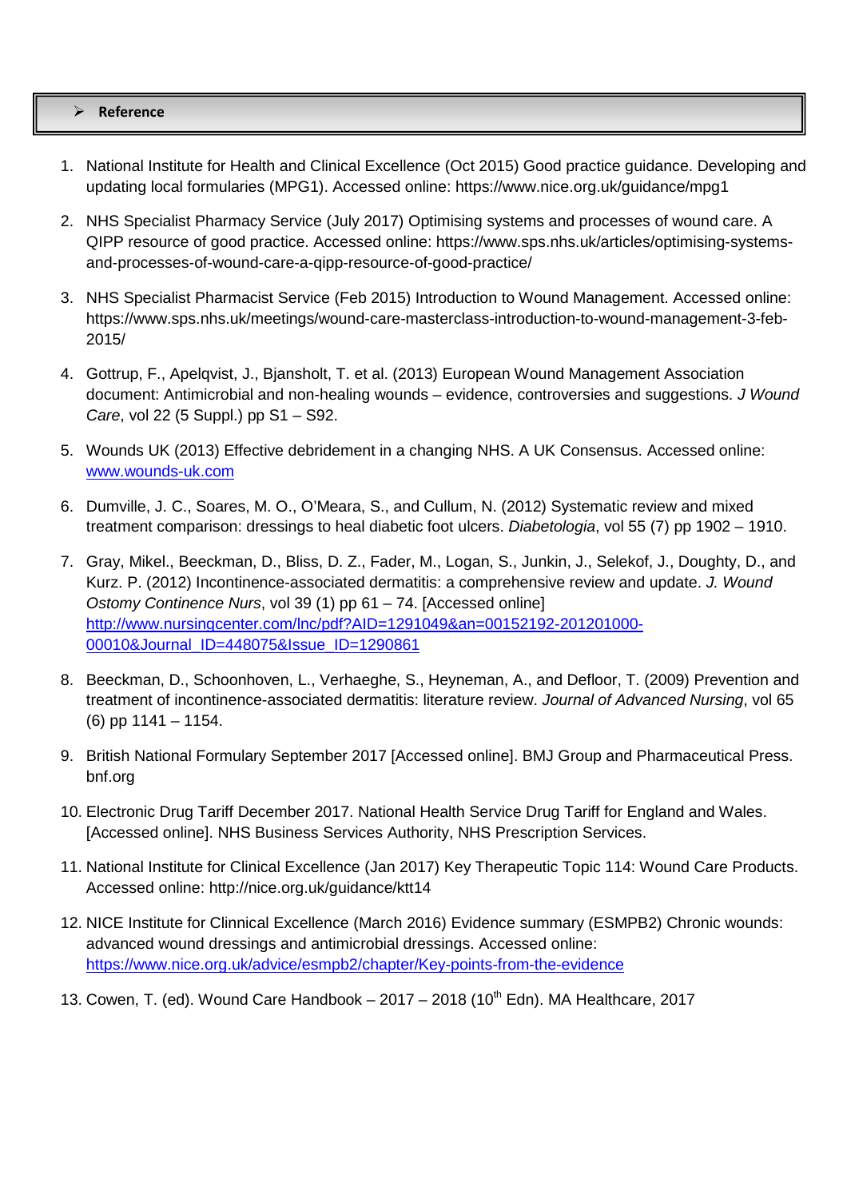## ➢ Reference

1. National Institute for Health and Clinical Excellence (Oct 2015) Good practice guidance. Developing and updating local formularies (MPG1). Accessed online: https://www.nice.org.uk/guidance/mpg1

2. NHS Specialist Pharmacy Service (July 2017) Optimising systems and processes of wound care. A QIPP resource of good practice. Accessed online: https://www.sps.nhs.uk/articles/optimising-systems-and-processes-of-wound-care-a-qipp-resource-of-good-practice/

3. NHS Specialist Pharmacist Service (Feb 2015) Introduction to Wound Management. Accessed online: https://www.sps.nhs.uk/meetings/wound-care-masterclass-introduction-to-wound-management-3-feb-2015/

4. Gottrup, F., Apelqvist, J., Bjansholt, T. et al. (2013) European Wound Management Association document: Antimicrobial and non-healing wounds – evidence, controversies and suggestions. *J Wound Care*, vol 22 (5 Suppl.) pp S1 – S92.

5. Wounds UK (2013) Effective debridement in a changing NHS. A UK Consensus. Accessed online: [www.wounds-uk.com](www.wounds-uk.com)

6. Dumville, J. C., Soares, M. O., O'Meara, S., and Cullum, N. (2012) Systematic review and mixed treatment comparison: dressings to heal diabetic foot ulcers. *Diabetologia*, vol 55 (7) pp 1902 – 1910.

7. Gray, Mikel., Beeckman, D., Bliss, D. Z., Fader, M., Logan, S., Junkin, J., Selekof, J., Doughty, D., and Kurz. P. (2012) Incontinence-associated dermatitis: a comprehensive review and update. *J. Wound Ostomy Continence Nurs*, vol 39 (1) pp 61 – 74. [Accessed online] [http://www.nursingcenter.com/lnc/pdf?AID=1291049&an=00152192-201201000-00010&Journal_ID=448075&Issue_ID=1290861](http://www.nursingcenter.com/lnc/pdf?AID=1291049&an=00152192-201201000-00010&Journal_ID=448075&Issue_ID=1290861)

8. Beeckman, D., Schoonhoven, L., Verhaeghe, S., Heyneman, A., and Defloor, T. (2009) Prevention and treatment of incontinence-associated dermatitis: literature review. *Journal of Advanced Nursing*, vol 65 (6) pp 1141 – 1154.

9. British National Formulary September 2017 [Accessed online]. BMJ Group and Pharmaceutical Press. bnf.org

10. Electronic Drug Tariff December 2017. National Health Service Drug Tariff for England and Wales. [Accessed online]. NHS Business Services Authority, NHS Prescription Services.

11. National Institute for Clinical Excellence (Jan 2017) Key Therapeutic Topic 114: Wound Care Products. Accessed online: http://nice.org.uk/guidance/ktt14

12. NICE Institute for Clinnical Excellence (March 2016) Evidence summary (ESMPB2) Chronic wounds: advanced wound dressings and antimicrobial dressings. Accessed online: [https://www.nice.org.uk/advice/esmpb2/chapter/Key-points-from-the-evidence](https://www.nice.org.uk/advice/esmpb2/chapter/Key-points-from-the-evidence)

13. Cowen, T. (ed). Wound Care Handbook – 2017 – 2018 (10th Edn). MA Healthcare, 2017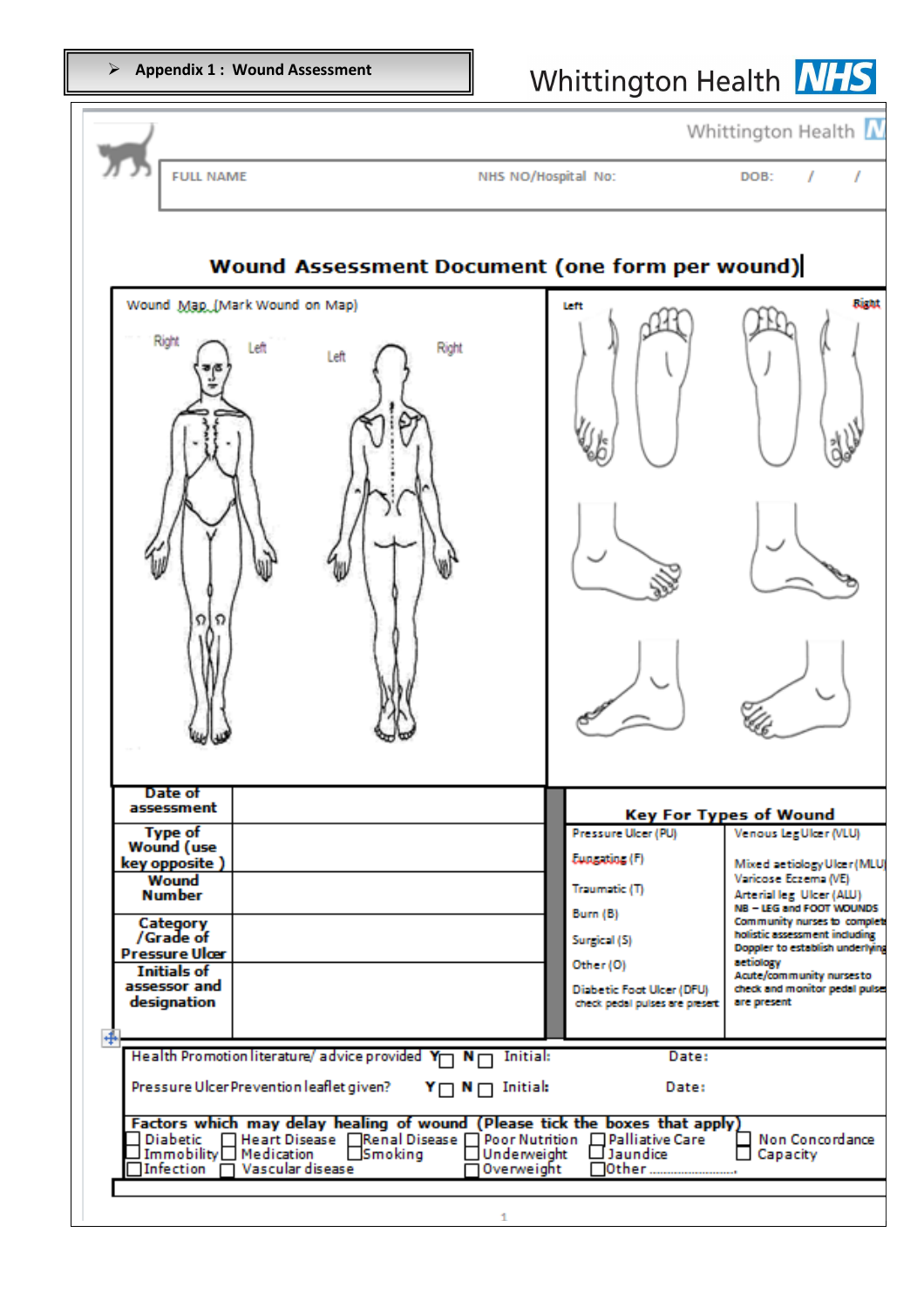- **Appendix 1 : Wound Assessment**

Whittington Health NHS

| FULL NAME | NHS NO/Hospital No: | DOB: / / |
|---|---|---|

## Wound Assessment Document (one form per wound)

Wound Map (Mark Wound on Map)

Right Left Left Right

Left Right

| | |
|---|---|
| **Date of assessment** | |
| **Type of Wound (use key opposite )** | |
| **Wound Number** | |
| **Category /Grade of Pressure Ulcer** | |
| **Initials of assessor and designation** | |

**Key For Types of Wound**

| | |
|---|---|
| Pressure Ulcer (PU) | Venous Leg Ulcer (VLU) |
| Fungating (F) | Mixed aetiology Ulcer (MLU) |
| Traumatic (T) | Varicose Eczema (VE) |
| Burn (B) | Arterial leg Ulcer (ALU) |
| Surgical (S) | NB – LEG and FOOT WOUNDS Community nurses to complete holistic assessment including Doppler to establish underlying aetiology |
| Other (O) | Acute/community nurses to check and monitor pedal pulses are present |
| Diabetic Foot Ulcer (DFU) check pedal pulses are present | |

Health Promotion literature/ advice provided Y☐ N☐ Initial: Date:

Pressure Ulcer Prevention leaflet given? Y☐ N☐ Initial: Date:

**Factors which may delay healing of wound (Please tick the boxes that apply)**

☐ Diabetic ☐ Heart Disease ☐ Renal Disease ☐ Poor Nutrition ☐ Palliative Care ☐ Non Concordance
☐ Immobility ☐ Medication ☐ Smoking ☐ Underweight ☐ Jaundice ☐ Capacity
☐ Infection ☐ Vascular disease ☐ Overweight ☐ Other .........................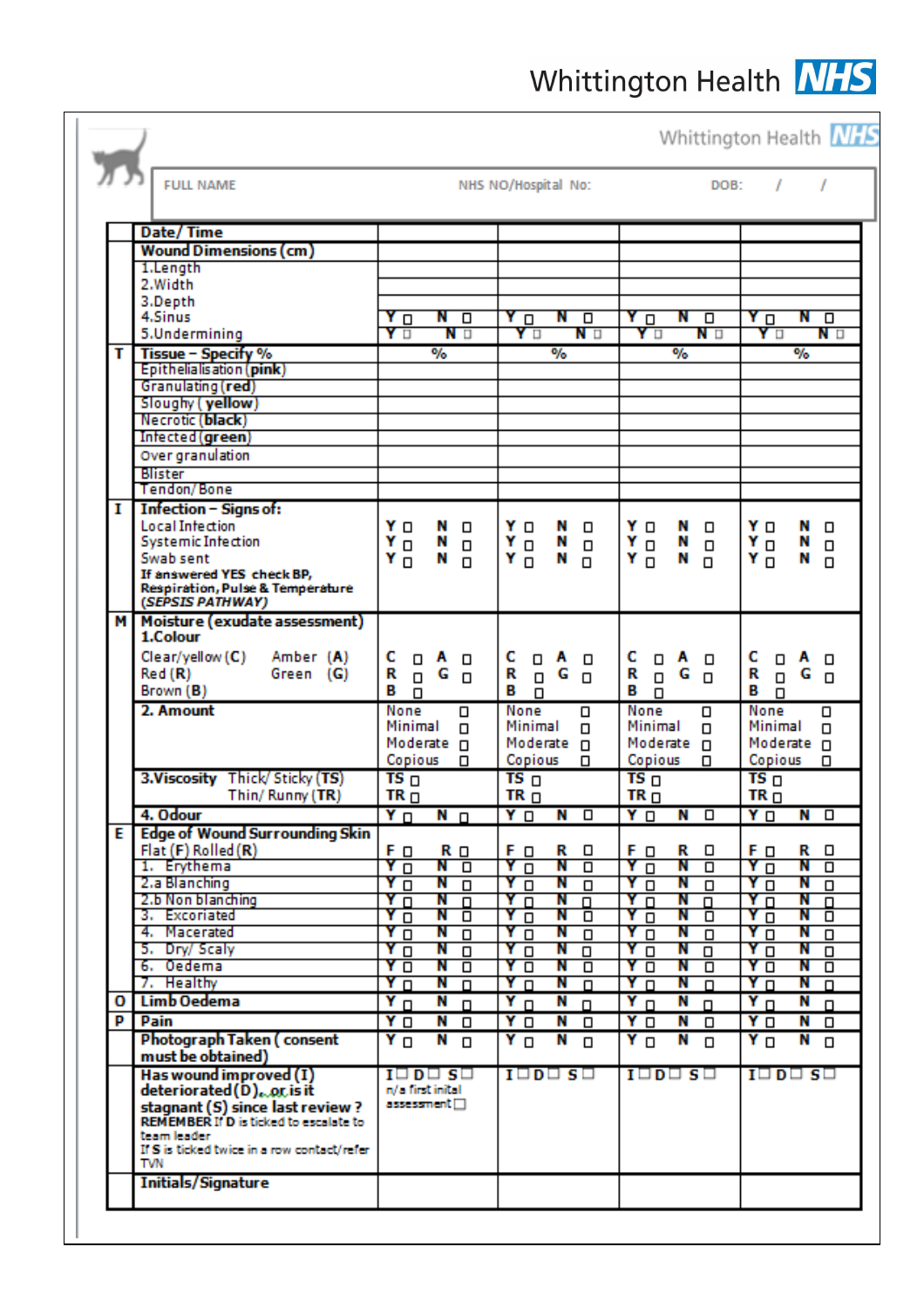Whittington Health NHS

Whittington Health NHS

FULL NAME NHS NO/Hospital No: DOB: / /

| | | | | | |
|---|---|---|---|---|---|
| | **Date/ Time** | | | | |
| | **Wound Dimensions (cm)** | | | | |
| | 1.Length | | | | |
| | 2.Width | | | | |
| | 3.Depth | | | | |
| | 4.Sinus | Y ☐ N ☐ | Y ☐ N ☐ | Y ☐ N ☐ | Y ☐ N ☐ |
| | 5.Undermining | Y ☐ N ☐ | Y ☐ N ☐ | Y ☐ N ☐ | Y ☐ N ☐ |
| **T** | **Tissue – Specify %** | % | % | % | % |
| | Epithelialisation (**pink**) | | | | |
| | Granulating (**red**) | | | | |
| | Sloughy ( **yellow**) | | | | |
| | Necrotic (**black**) | | | | |
| | Infected (**green**) | | | | |
| | Over granulation | | | | |
| | Blister | | | | |
| | Tendon/ Bone | | | | |
| **I** | **Infection – Signs of:**<br>Local Infection<br>Systemic Infection<br>Swab sent<br>**If answered YES check BP, Respiration, Pulse & Temperature (*SEPSIS PATHWAY*)** | Y ☐ N ☐<br>Y ☐ N ☐<br>Y ☐ N ☐ | Y ☐ N ☐<br>Y ☐ N ☐<br>Y ☐ N ☐ | Y ☐ N ☐<br>Y ☐ N ☐<br>Y ☐ N ☐ | Y ☐ N ☐<br>Y ☐ N ☐<br>Y ☐ N ☐ |
| **M** | **Moisture (exudate assessment)**<br>**1.Colour**<br>Clear/yellow (**C**) Amber (**A**)<br>Red (**R**) Green (**G**)<br>Brown (**B**) | C ☐ A ☐<br>R ☐ G ☐<br>B ☐ | C ☐ A ☐<br>R ☐ G ☐<br>B ☐ | C ☐ A ☐<br>R ☐ G ☐<br>B ☐ | C ☐ A ☐<br>R ☐ G ☐<br>B ☐ |
| | **2. Amount** | None ☐<br>Minimal ☐<br>Moderate ☐<br>Copious ☐ | None ☐<br>Minimal ☐<br>Moderate ☐<br>Copious ☐ | None ☐<br>Minimal ☐<br>Moderate ☐<br>Copious ☐ | None ☐<br>Minimal ☐<br>Moderate ☐<br>Copious ☐ |
| | **3.Viscosity** Thick/ Sticky (**TS**)<br>Thin/ Runny (**TR**) | **TS** ☐<br>**TR** ☐ | **TS** ☐<br>**TR** ☐ | **TS** ☐<br>**TR** ☐ | **TS** ☐<br>**TR** ☐ |
| | **4. Odour** | Y ☐ N ☐ | Y ☐ N ☐ | Y ☐ N ☐ | Y ☐ N ☐ |
| **E** | **Edge of Wound Surrounding Skin**<br>Flat (**F**) Rolled (**R**) | F ☐ R ☐ | F ☐ R ☐ | F ☐ R ☐ | F ☐ R ☐ |
| | 1. Erythema | Y ☐ N ☐ | Y ☐ N ☐ | Y ☐ N ☐ | Y ☐ N ☐ |
| | 2.a Blanching | Y ☐ N ☐ | Y ☐ N ☐ | Y ☐ N ☐ | Y ☐ N ☐ |
| | 2.b Non blanching | Y ☐ N ☐ | Y ☐ N ☐ | Y ☐ N ☐ | Y ☐ N ☐ |
| | 3. Excoriated | Y ☐ N ☐ | Y ☐ N ☐ | Y ☐ N ☐ | Y ☐ N ☐ |
| | 4. Macerated | Y ☐ N ☐ | Y ☐ N ☐ | Y ☐ N ☐ | Y ☐ N ☐ |
| | 5. Dry/ Scaly | Y ☐ N ☐ | Y ☐ N ☐ | Y ☐ N ☐ | Y ☐ N ☐ |
| | 6. Oedema | Y ☐ N ☐ | Y ☐ N ☐ | Y ☐ N ☐ | Y ☐ N ☐ |
| | 7. Healthy | Y ☐ N ☐ | Y ☐ N ☐ | Y ☐ N ☐ | Y ☐ N ☐ |
| **O** | **Limb Oedema** | Y ☐ N ☐ | Y ☐ N ☐ | Y ☐ N ☐ | Y ☐ N ☐ |
| **P** | **Pain** | Y ☐ N ☐ | Y ☐ N ☐ | Y ☐ N ☐ | Y ☐ N ☐ |
| | **Photograph Taken ( consent must be obtained)** | Y ☐ N ☐ | Y ☐ N ☐ | Y ☐ N ☐ | Y ☐ N ☐ |
| | **Has wound improved (I) deteriorated (D), or is it stagnant (S) since last review ?**<br>**REMEMBER** If **D** is ticked to escalate to team leader<br>If **S** is ticked twice in a row contact/refer TVN | I ☐ D ☐ S ☐<br>n/a first inital assessment ☐ | I ☐ D ☐ S ☐ | I ☐ D ☐ S ☐ | I ☐ D ☐ S ☐ |
| | **Initials/Signature** | | | | |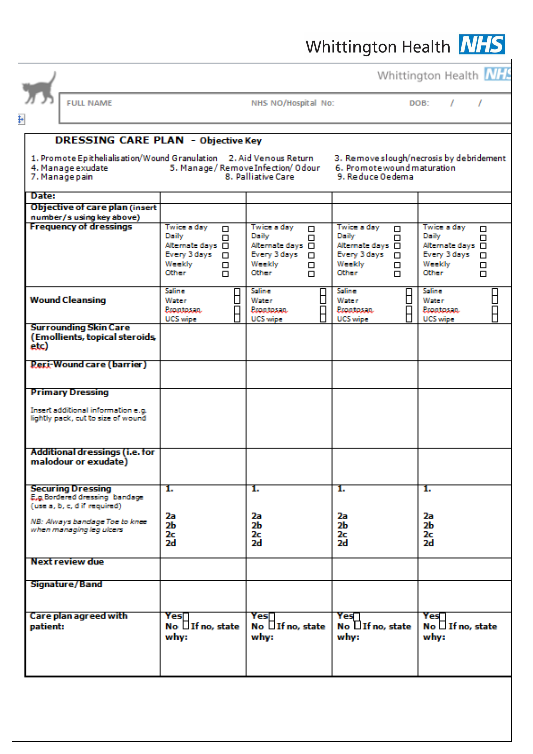Whittington Health NHS

| FULL NAME | NHS NO/Hospital No: | DOB: / / |
|---|---|---|

## DRESSING CARE PLAN - Objective Key

1. Promote Epithelialisation/Wound Granulation 2. Aid Venous Return 3. Remove slough/necrosis by debridement
4. Manage exudate 5. Manage/ Remove Infection/ Odour 6. Promote wound maturation
7. Manage pain 8. Palliative Care 9. Reduce Oedema

| **Date:** | | | | |
|---|---|---|---|---|
| **Objective of care plan** (insert number/s using key above) | | | | |
| **Frequency of dressings** | Twice a day ☐<br>Daily ☐<br>Alternate days ☐<br>Every 3 days ☐<br>Weekly ☐<br>Other ☐ | Twice a day ☐<br>Daily ☐<br>Alternate days ☐<br>Every 3 days ☐<br>Weekly ☐<br>Other ☐ | Twice a day ☐<br>Daily ☐<br>Alternate days ☐<br>Every 3 days ☐<br>Weekly ☐<br>Other ☐ | Twice a day ☐<br>Daily ☐<br>Alternate days ☐<br>Every 3 days ☐<br>Weekly ☐<br>Other ☐ |
| **Wound Cleansing** | Saline ☐<br>Water<br>Prontosan ☐<br>UCS wipe | Saline ☐<br>Water<br>Prontosan ☐<br>UCS wipe | Saline ☐<br>Water<br>Prontosan ☐<br>UCS wipe | Saline ☐<br>Water<br>Prontosan ☐<br>UCS wipe |
| **Surrounding Skin Care (Emollients, topical steroids, etc)** | | | | |
| **Peri-Wound care (barrier)** | | | | |
| **Primary Dressing**<br>Insert additional information e.g. lightly pack, cut to size of wound | | | | |
| **Additional dressings (i.e. for malodour or exudate)** | | | | |
| **Securing Dressing**<br>E.g. Bordered dressing bandage (use a, b, c, d if required)<br>*NB: Always bandage Toe to knee when managing leg ulcers* | **1.**<br>**2a**<br>**2b**<br>**2c**<br>**2d** | **1.**<br>**2a**<br>**2b**<br>**2c**<br>**2d** | **1.**<br>**2a**<br>**2b**<br>**2c**<br>**2d** | **1.**<br>**2a**<br>**2b**<br>**2c**<br>**2d** |
| **Next review due** | | | | |
| **Signature/Band** | | | | |
| **Care plan agreed with patient:** | **Yes** ☐<br>**No** ☐ **If no, state why:** | **Yes** ☐<br>**No** ☐ **If no, state why:** | **Yes** ☐<br>**No** ☐ **If no, state why:** | **Yes** ☐<br>**No** ☐ **If no, state why:** |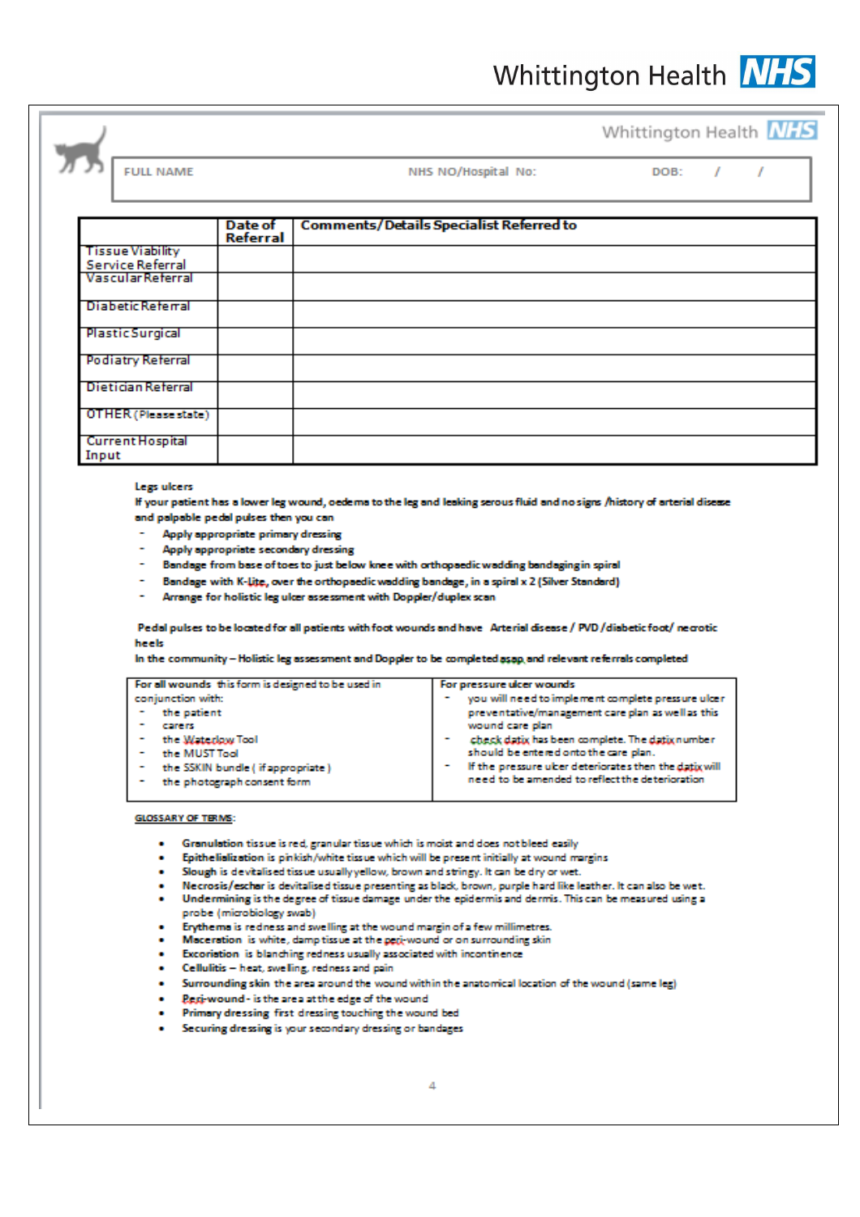Whittington Health NHS

| FULL NAME | NHS NO/Hospital No: | DOB: / / |
|---|---|---|

| | Date of Referral | Comments/Details Specialist Referred to |
|---|---|---|
| Tissue Viability Service Referral | | |
| Vascular Referral | | |
| Diabetic Referral | | |
| Plastic Surgical | | |
| Podiatry Referral | | |
| Dietician Referral | | |
| OTHER (Please state) | | |
| Current Hospital Input | | |

**Legs ulcers**

**If your patient has a lower leg wound, oedema to the leg and leaking serous fluid and no signs /history of arterial disease and palpable pedal pulses then you can**

- **Apply appropriate primary dressing**
- **Apply appropriate secondary dressing**
- **Bandage from base of toes to just below knee with orthopaedic wadding bandaging in spiral**
- **Bandage with K-Lite, over the orthopaedic wadding bandage, in a spiral x 2 (Silver Standard)**
- **Arrange for holistic leg ulcer assessment with Doppler/duplex scan**

**Pedal pulses to be located for all patients with foot wounds and have Arterial disease / PVD /diabetic foot/ necrotic heels**

**In the community – Holistic leg assessment and Doppler to be completed asap and relevant referrals completed**

| For all wounds this form is designed to be used in conjunction with: | For pressure ulcer wounds |
|---|---|
| - the patient<br>- carers<br>- the Waterlow Tool<br>- the MUST Tool<br>- the SSKIN bundle ( if appropriate )<br>- the photograph consent form | - you will need to implement complete pressure ulcer preventative/management care plan as well as this wound care plan<br>- check datix has been complete. The datix number should be entered onto the care plan.<br>- If the pressure ulcer deteriorates then the datix will need to be amended to reflect the deterioration |

**GLOSSARY OF TERMS:**

- **Granulation** tissue is red, granular tissue which is moist and does not bleed easily
- **Epithelialization** is pinkish/white tissue which will be present initially at wound margins
- **Slough** is devitalised tissue usually yellow, brown and stringy. It can be dry or wet.
- **Necrosis/eschar** is devitalised tissue presenting as black, brown, purple hard like leather. It can also be wet.
- **Undermining** is the degree of tissue damage under the epidermis and dermis. This can be measured using a probe (microbiology swab)
- **Erythema** is redness and swelling at the wound margin of a few millimetres.
- **Maceration** is white, damp tissue at the peri-wound or on surrounding skin
- **Excoriation** is blanching redness usually associated with incontinence
- **Cellulitis** – heat, swelling, redness and pain
- **Surrounding skin** the area around the wound within the anatomical location of the wound (same leg)
- **Peri-wound** - is the area at the edge of the wound
- **Primary dressing** first dressing touching the wound bed
- **Securing dressing** is your secondary dressing or bandages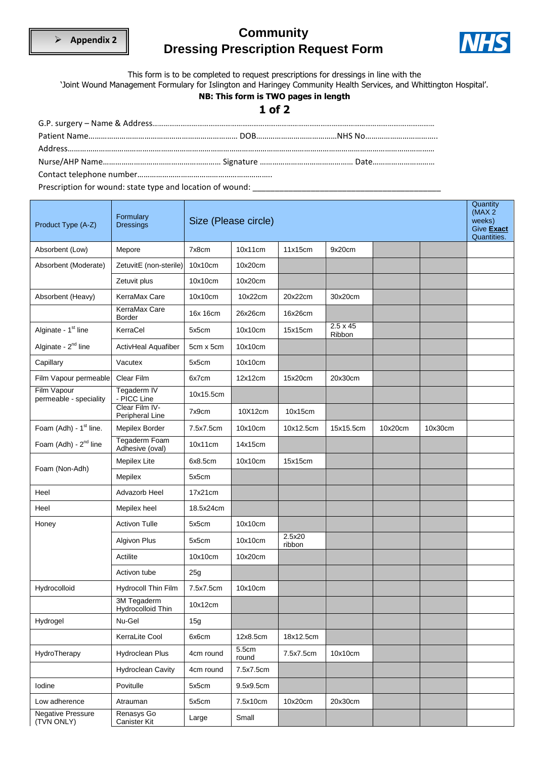➢ **Appendix 2**

# Community
# Dressing Prescription Request Form

NHS

This form is to be completed to request prescriptions for dressings in line with the 'Joint Wound Management Formulary for Islington and Haringey Community Health Services, and Whittington Hospital'.

**NB: This form is TWO pages in length**

## 1 of 2

G.P. surgery – Name & Address……………………………………………………………………………………………………………………………

Patient Name……………………………………………………………… DOB…………………………………NHS No……………………………..

Address………………………………………………………………………………………………………………………………………………………………

Nurse/AHP Name……………………………………………… Signature ……………………………………… Date…………………………

Contact telephone number……………………………………………………….

Prescription for wound: state type and location of wound: ____________________________________________

| Product Type (A-Z) | Formulary Dressings | Size (Please circle) | | | | | | Quantity (MAX 2 weeks) Give **Exact** Quantities. |
|---|---|---|---|---|---|---|---|---|
| Absorbent (Low) | Mepore | 7x8cm | 10x11cm | 11x15cm | 9x20cm | | | |
| Absorbent (Moderate) | ZetuvitE (non-sterile) | 10x10cm | 10x20cm | | | | | |
| | Zetuvit plus | 10x10cm | 10x20cm | | | | | |
| Absorbent (Heavy) | KerraMax Care | 10x10cm | 10x22cm | 20x22cm | 30x20cm | | | |
| | KerraMax Care Border | 16x 16cm | 26x26cm | 16x26cm | | | | |
| Alginate - 1st line | KerraCel | 5x5cm | 10x10cm | 15x15cm | 2.5 x 45 Ribbon | | | |
| Alginate - 2nd line | ActivHeal Aquafiber | 5cm x 5cm | 10x10cm | | | | | |
| Capillary | Vacutex | 5x5cm | 10x10cm | | | | | |
| Film Vapour permeable | Clear Film | 6x7cm | 12x12cm | 15x20cm | 20x30cm | | | |
| Film Vapour permeable - speciality | Tegaderm IV - PICC Line | 10x15.5cm | | | | | | |
| | Clear Film IV-Peripheral Line | 7x9cm | 10X12cm | 10x15cm | | | | |
| Foam (Adh) - 1st line. | Mepilex Border | 7.5x7.5cm | 10x10cm | 10x12.5cm | 15x15.5cm | 10x20cm | 10x30cm | |
| Foam (Adh) - 2nd line | Tegaderm Foam Adhesive (oval) | 10x11cm | 14x15cm | | | | | |
| Foam (Non-Adh) | Mepilex Lite | 6x8.5cm | 10x10cm | 15x15cm | | | | |
| | Mepilex | 5x5cm | | | | | | |
| Heel | Advazorb Heel | 17x21cm | | | | | | |
| Heel | Mepilex heel | 18.5x24cm | | | | | | |
| Honey | Activon Tulle | 5x5cm | 10x10cm | | | | | |
| | Algivon Plus | 5x5cm | 10x10cm | 2.5x20 ribbon | | | | |
| | Actilite | 10x10cm | 10x20cm | | | | | |
| | Activon tube | 25g | | | | | | |
| Hydrocolloid | Hydrocoll Thin Film | 7.5x7.5cm | 10x10cm | | | | | |
| | 3M Tegaderm Hydrocolloid Thin | 10x12cm | | | | | | |
| Hydrogel | Nu-Gel | 15g | | | | | | |
| | KerraLite Cool | 6x6cm | 12x8.5cm | 18x12.5cm | | | | |
| HydroTherapy | Hydroclean Plus | 4cm round | 5.5cm round | 7.5x7.5cm | 10x10cm | | | |
| | Hydroclean Cavity | 4cm round | 7.5x7.5cm | | | | | |
| Iodine | Povitulle | 5x5cm | 9.5x9.5cm | | | | | |
| Low adherence | Atrauman | 5x5cm | 7.5x10cm | 10x20cm | 20x30cm | | | |
| Negative Pressure (TVN ONLY) | Renasys Go Canister Kit | Large | Small | | | | | |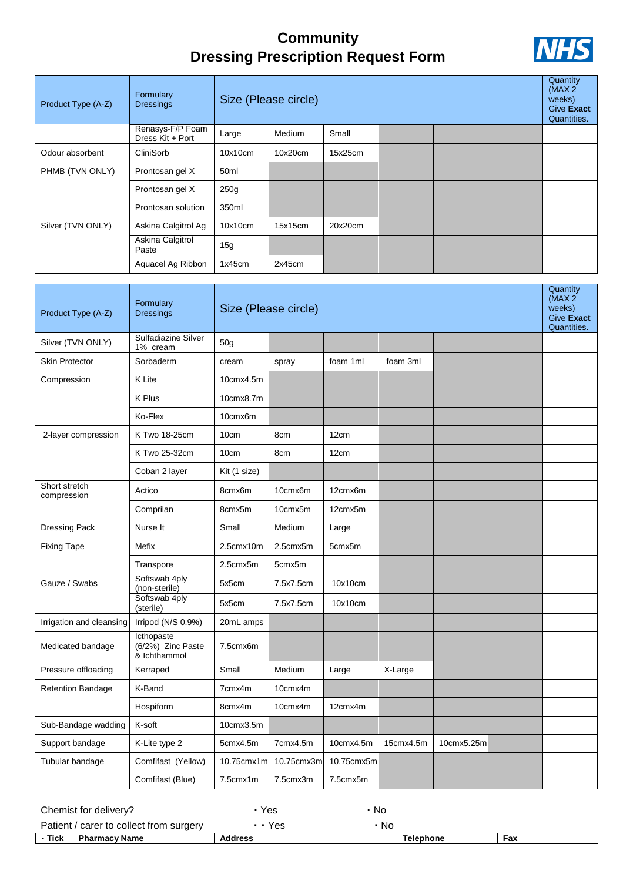# Community
# Dressing Prescription Request Form

NHS

| Product Type (A-Z) | Formulary Dressings | Size (Please circle) | | | | | | Quantity (MAX 2 weeks) Give **Exact** Quantities. |
|---|---|---|---|---|---|---|---|---|
| | Renasys-F/P Foam Dress Kit + Port | Large | Medium | Small | | | | |
| Odour absorbent | CliniSorb | 10x10cm | 10x20cm | 15x25cm | | | | |
| PHMB (TVN ONLY) | Prontosan gel X | 50ml | | | | | | |
| | Prontosan gel X | 250g | | | | | | |
| | Prontosan solution | 350ml | | | | | | |
| Silver (TVN ONLY) | Askina Calgitrol Ag | 10x10cm | 15x15cm | 20x20cm | | | | |
| | Askina Calgitrol Paste | 15g | | | | | | |
| | Aquacel Ag Ribbon | 1x45cm | 2x45cm | | | | | |

| Product Type (A-Z) | Formulary Dressings | Size (Please circle) | | | | | | Quantity (MAX 2 weeks) Give **Exact** Quantities. |
|---|---|---|---|---|---|---|---|---|
| Silver (TVN ONLY) | Sulfadiazine Silver 1% cream | 50g | | | | | | |
| Skin Protector | Sorbaderm | cream | spray | foam 1ml | foam 3ml | | | |
| Compression | K Lite | 10cmx4.5m | | | | | | |
| | K Plus | 10cmx8.7m | | | | | | |
| | Ko-Flex | 10cmx6m | | | | | | |
| 2-layer compression | K Two 18-25cm | 10cm | 8cm | 12cm | | | | |
| | K Two 25-32cm | 10cm | 8cm | 12cm | | | | |
| | Coban 2 layer | Kit (1 size) | | | | | | |
| Short stretch compression | Actico | 8cmx6m | 10cmx6m | 12cmx6m | | | | |
| | Comprilan | 8cmx5m | 10cmx5m | 12cmx5m | | | | |
| Dressing Pack | Nurse It | Small | Medium | Large | | | | |
| Fixing Tape | Mefix | 2.5cmx10m | 2.5cmx5m | 5cmx5m | | | | |
| | Transpore | 2.5cmx5m | 5cmx5m | | | | | |
| Gauze / Swabs | Softswab 4ply (non-sterile) | 5x5cm | 7.5x7.5cm | 10x10cm | | | | |
| | Softswab 4ply (sterile) | 5x5cm | 7.5x7.5cm | 10x10cm | | | | |
| Irrigation and cleansing | Irripod (N/S 0.9%) | 20mL amps | | | | | | |
| Medicated bandage | Icthopaste (6/2%) Zinc Paste & Ichthammol | 7.5cmx6m | | | | | | |
| Pressure offloading | Kerraped | Small | Medium | Large | X-Large | | | |
| Retention Bandage | K-Band | 7cmx4m | 10cmx4m | | | | | |
| | Hospiform | 8cmx4m | 10cmx4m | 12cmx4m | | | | |
| Sub-Bandage wadding | K-soft | 10cmx3.5m | | | | | | |
| Support bandage | K-Lite type 2 | 5cmx4.5m | 7cmx4.5m | 10cmx4.5m | 15cmx4.5m | 10cmx5.25m | | |
| Tubular bandage | Comfifast (Yellow) | 10.75cmx1m | 10.75cmx3m | 10.75cmx5m | | | | |
| | Comfifast (Blue) | 7.5cmx1m | 7.5cmx3m | 7.5cmx5m | | | | |

Chemist for delivery? • Yes • No

Patient / carer to collect from surgery • • Yes • No

| • Tick | Pharmacy Name | Address | Telephone | Fax |
|---|---|---|---|---|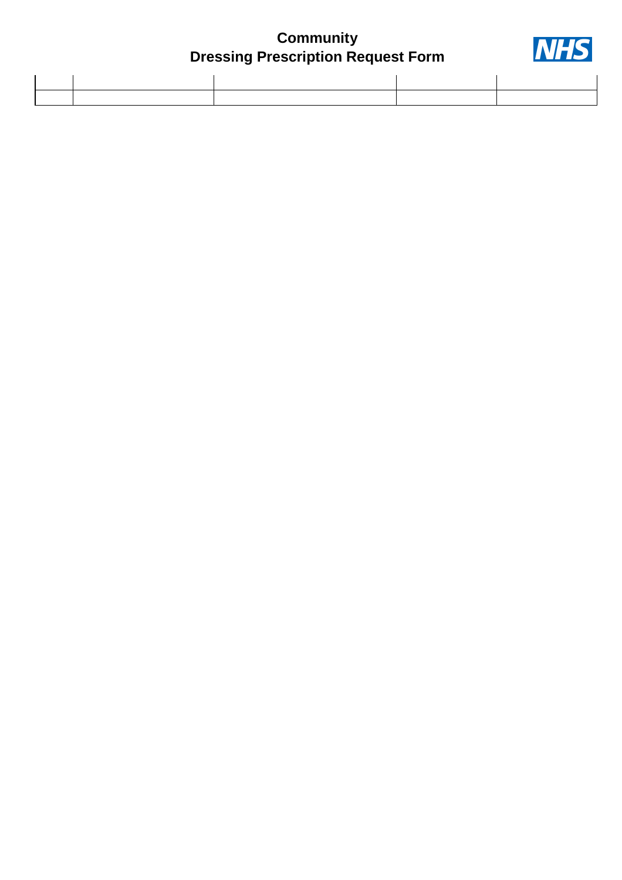# Community
# Dressing Prescription Request Form

| | | | | |
|---|---|---|---|---|
| | | | | |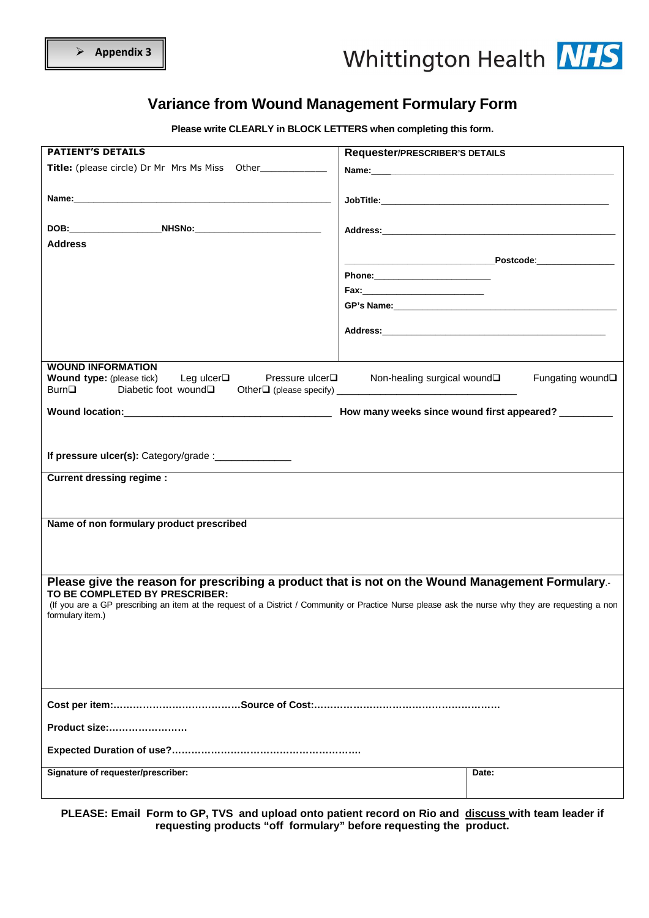➢ **Appendix 3**

Whittington Health NHS

# Variance from Wound Management Formulary Form

**Please write CLEARLY in BLOCK LETTERS when completing this form.**

| **PATIENT'S DETAILS** | **Requester/PRESCRIBER'S DETAILS** |
|---|---|
| **Title:** (please circle) Dr Mr Mrs Ms Miss Other____________ | **Name:**____________________________________________ |
| **Name:**____________________________________________ | **JobTitle:**____________________________________________ |
| **DOB:**________________**NHSNo:**______________________ | **Address:**____________________________________________ |
| **Address** | ____________________________**Postcode:**______________ |
| | **Phone:**______________________ |
| | **Fax:**______________________ |
| | **GP's Name:**____________________________________________ |
| | **Address:**____________________________________________ |

**WOUND INFORMATION**

**Wound type:** (please tick) Leg ulcer❑ Pressure ulcer❑ Non-healing surgical wound❑ Fungating wound❑ Burn❑ Diabetic foot wound❑ Other❑ (please specify) ________________________________

**Wound location:**____________________________________ **How many weeks since wound first appeared?** _________

**If pressure ulcer(s):** Category/grade :_____________

**Current dressing regime :**

**Name of non formulary product prescribed**

**Please give the reason for prescribing a product that is not on the Wound Management Formulary.- TO BE COMPLETED BY PRESCRIBER:**

(If you are a GP prescribing an item at the request of a District / Community or Practice Nurse please ask the nurse why they are requesting a non formulary item.)

**Cost per item:………………………………….Source of Cost:………………………………………………….**

**Product size:……………………**

**Expected Duration of use?…………………………………………………..**

| **Signature of requester/prescriber:** | **Date:** |
|---|---|
| | |

**PLEASE: Email Form to GP, TVS and upload onto patient record on Rio and discuss with team leader if requesting products "off formulary" before requesting the product.**